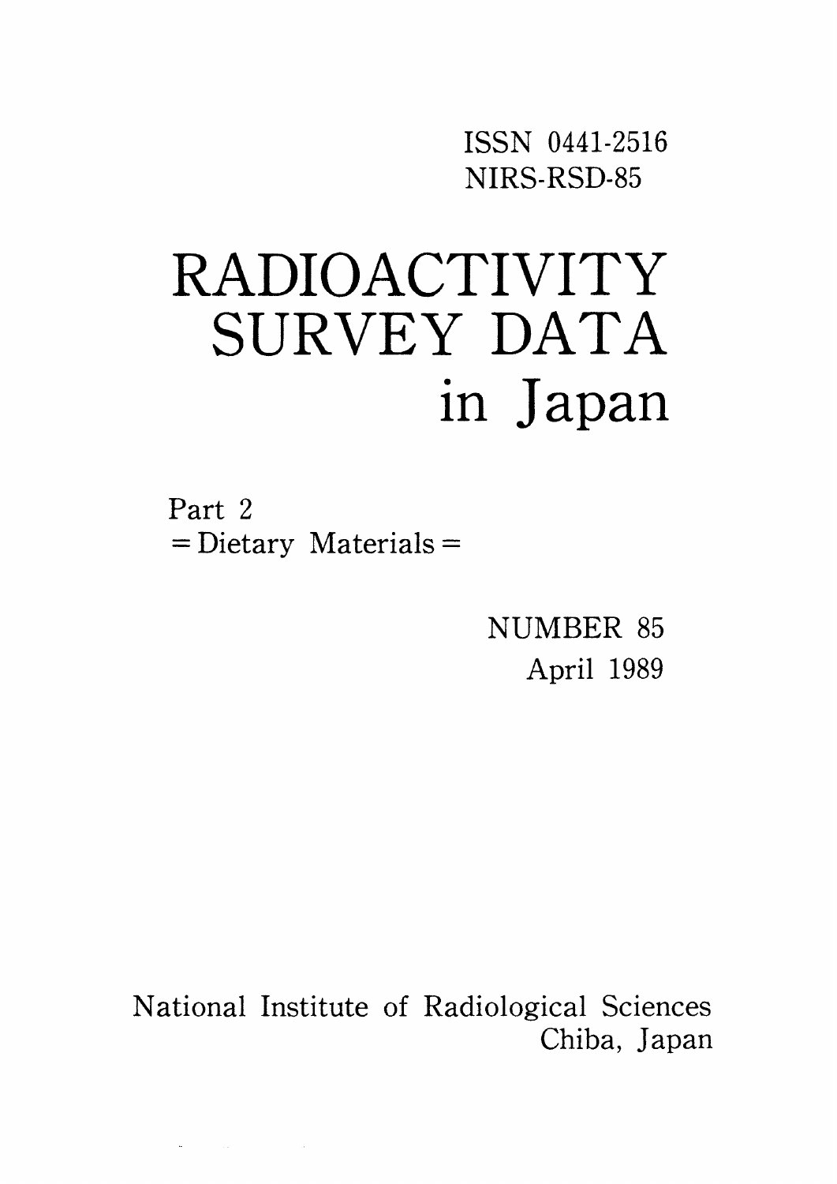ISSN 0441-2516
NIRS-RSD-85

# RADIOACTIVITY SURVEY DATA in Japan

Part 2
= Dietary Materials =

NUMBER 85
April 1989

National Institute of Radiological Sciences
Chiba, Japan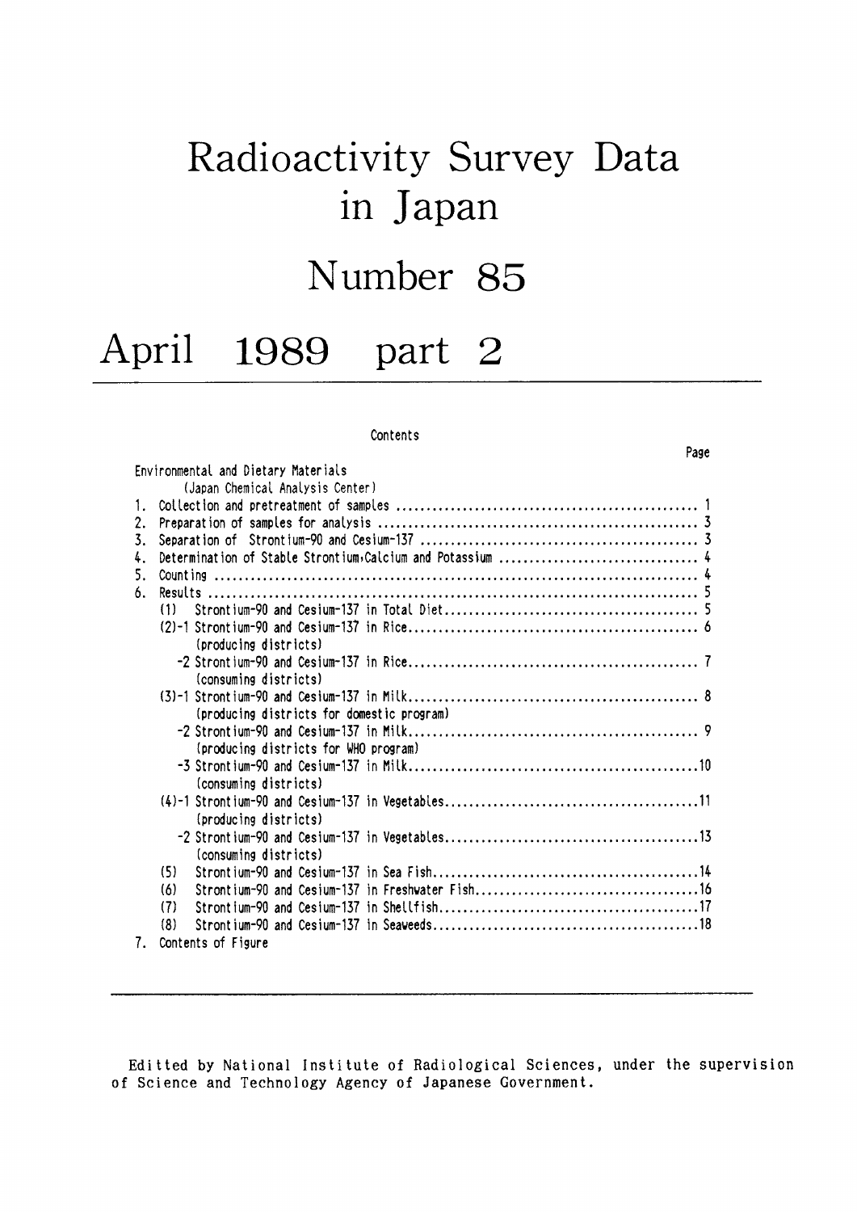# Radioactivity Survey Data in Japan

# Number 85

# April 1989 part 2

Contents

| | Page |
|---|---|
| Environmental and Dietary Materials | |
| (Japan Chemical Analysis Center) | |
| 1. Collection and pretreatment of samples | 1 |
| 2. Preparation of samples for analysis | 3 |
| 3. Separation of Strontium-90 and Cesium-137 | 3 |
| 4. Determination of Stable Strontium, Calcium and Potassium | 4 |
| 5. Counting | 4 |
| 6. Results | 5 |
| (1) Strontium-90 and Cesium-137 in Total Diet | 5 |
| (2)-1 Strontium-90 and Cesium-137 in Rice (producing districts) | 6 |
| -2 Strontium-90 and Cesium-137 in Rice (consuming districts) | 7 |
| (3)-1 Strontium-90 and Cesium-137 in Milk (producing districts for domestic program) | 8 |
| -2 Strontium-90 and Cesium-137 in Milk (producing districts for WHO program) | 9 |
| -3 Strontium-90 and Cesium-137 in Milk (consuming districts) | 10 |
| (4)-1 Strontium-90 and Cesium-137 in Vegetables (producing districts) | 11 |
| -2 Strontium-90 and Cesium-137 in Vegetables (consuming districts) | 13 |
| (5) Strontium-90 and Cesium-137 in Sea Fish | 14 |
| (6) Strontium-90 and Cesium-137 in Freshwater Fish | 16 |
| (7) Strontium-90 and Cesium-137 in Shellfish | 17 |
| (8) Strontium-90 and Cesium-137 in Seaweeds | 18 |
| 7. Contents of Figure | |

Editted by National Institute of Radiological Sciences, under the supervision of Science and Technology Agency of Japanese Government.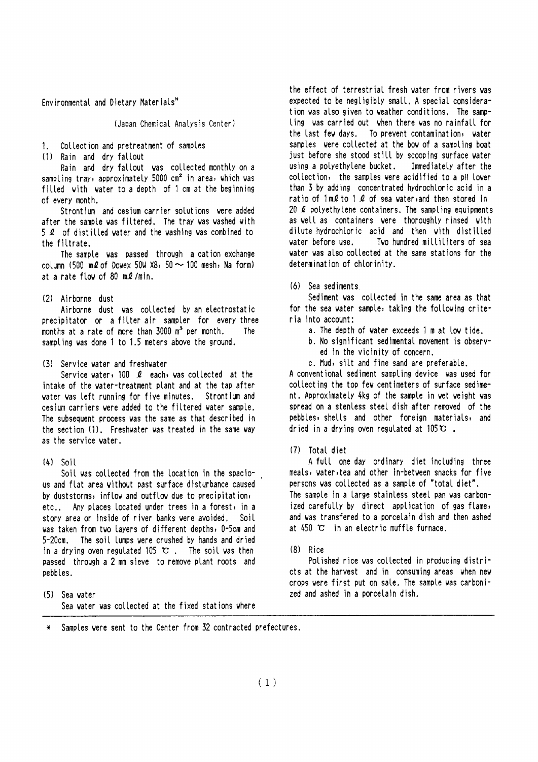Environmental and Dietary Materials*

(Japan Chemical Analysis Center)

## 1. Collection and pretreatment of samples

### (1) Rain and dry fallout

Rain and dry fallout was collected monthly on a sampling tray, approximately 5000 $cm^2$ in area, which was filled with water to a depth of 1 cm at the beginning of every month.

Strontium and cesium carrier solutions were added after the sample was filtered. The tray was washed with 5 ℓ of distilled water and the washing was combined to the filtrate.

The sample was passed through a cation exchange column (500 mℓ of Dowex 50W X8, 50 ~ 100 mesh, Na form) at a rate flow of 80 mℓ/min.

### (2) Airborne dust

Airborne dust was collected by an electrostatic precipitator or a filter air sampler for every three months at a rate of more than 3000 $m^3$ per month. The sampling was done 1 to 1.5 meters above the ground.

### (3) Service water and freshwater

Service water, 100 ℓ each, was collected at the intake of the water-treatment plant and at the tap after water was left running for five minutes. Strontium and cesium carriers were added to the filtered water sample. The subsequent process was the same as that described in the section (1). Freshwater was treated in the same way as the service water.

### (4) Soil

Soil was collected from the location in the spacious and flat area without past surface disturbance caused by duststorms, inflow and outflow due to precipitation, etc.. Any places located under trees in a forest, in a stony area or inside of river banks were avoided. Soil was taken from two layers of different depths, 0-5cm and 5-20cm. The soil lumps were crushed by hands and dried in a drying oven regulated 105 ℃. The soil was then passed through a 2 mm sieve to remove plant roots and pebbles.

### (5) Sea water

Sea water was collected at the fixed stations where the effect of terrestrial fresh water from rivers was expected to be negligibly small. A special consideration was also given to weather conditions. The sampling was carried out when there was no rainfall for the last few days. To prevent contamination, water samples were collected at the bow of a sampling boat just before she stood still by scooping surface water using a polyethylene bucket. Immediately after the collection, the samples were acidified to a pH lower than 3 by adding concentrated hydrochloric acid in a ratio of 1mℓ to 1 ℓ of sea water, and then stored in 20 ℓ polyethylene containers. The sampling equipments as well as containers were thoroughly rinsed with dilute hydrochloric acid and then with distilled water before use. Two hundred milliliters of sea water was also collected at the same stations for the determination of chlorinity.

### (6) Sea sediments

Sediment was collected in the same area as that for the sea water sample, taking the following criteria into account:

a. The depth of water exceeds 1 m at low tide.

b. No significant sedimental movement is observed in the vicinity of concern.

c. Mud, silt and fine sand are preferable.

A conventional sediment sampling device was used for collecting the top few centimeters of surface sediment. Approximately 4kg of the sample in wet weight was spread on a stenless steel dish after removed of the pebbles, shells and other foreign materials, and dried in a drying oven regulated at 105℃.

### (7) Total diet

A full one day ordinary diet including three meals, water, tea and other in-between snacks for five persons was collected as a sample of "total diet". The sample in a large stainless steel pan was carbonized carefully by direct application of gas flame, and was transfered to a porcelain dish and then ashed at 450 ℃ in an electric muffle furnace.

### (8) Rice

Polished rice was collected in producing districts at the harvest and in consuming areas when new crops were first put on sale. The sample was carbonized and ashed in a porcelain dish.

---

* Samples were sent to the Center from 32 contracted prefectures.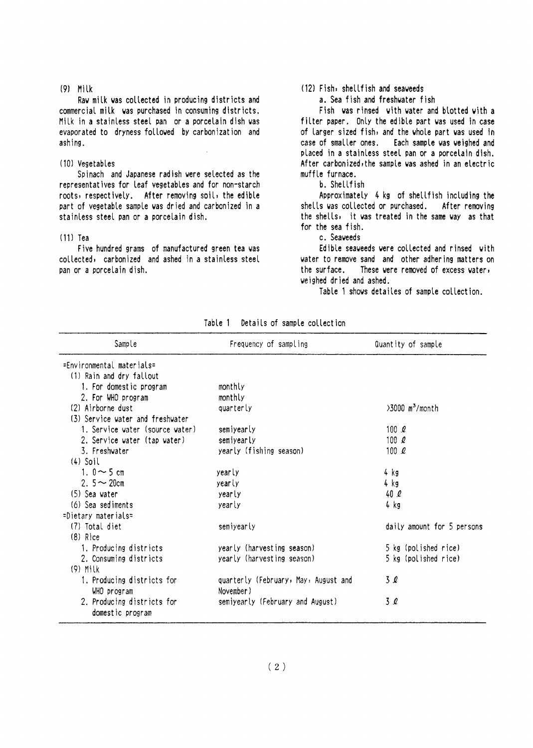(9) Milk

Raw milk was collected in producing districts and commercial milk was purchased in consuming districts. Milk in a stainless steel pan or a porcelain dish was evaporated to dryness followed by carbonization and ashing.

(10) Vegetables

Spinach and Japanese radish were selected as the representatives for leaf vegetables and for non-starch roots, respectively. After removing soil, the edible part of vegetable sample was dried and carbonized in a stainless steel pan or a porcelain dish.

(11) Tea

Five hundred grams of manufactured green tea was collected, carbonized and ashed in a stainless steel pan or a porcelain dish.

(12) Fish, shellfish and seaweeds

a. Sea fish and freshwater fish

Fish was rinsed with water and blotted with a filter paper. Only the edible part was used in case of larger sized fish, and the whole part was used in case of smaller ones. Each sample was weighed and placed in a stainless steel pan or a porcelain dish. After carbonized, the sample was ashed in an electric muffle furnace.

b. Shellfish

Approximately 4 kg of shellfish including the shells was collected or purchased. After removing the shells, it was treated in the same way as that for the sea fish.

c. Seaweeds

Edible seaweeds were collected and rinsed with water to remove sand and other adhering matters on the surface. These were removed of excess water, weighed dried and ashed.

Table 1 shows detailes of sample collection.

Table 1 Details of sample collection

| Sample | Frequency of sampling | Quantity of sample |
|---|---|---|
| =Environmental materials= | | |
| (1) Rain and dry fallout | | |
| 1. For domestic program | monthly | |
| 2. For WHO program | monthly | |
| (2) Airborne dust | quarterly | >3000 $m^3$/month |
| (3) Service water and freshwater | | |
| 1. Service water (source water) | semiyearly | 100 ℓ |
| 2. Service water (tap water) | semiyearly | 100 ℓ |
| 3. Freshwater | yearly (fishing season) | 100 ℓ |
| (4) Soil | | |
| 1. 0～5 cm | yearly | 4 kg |
| 2. 5～20cm | yearly | 4 kg |
| (5) Sea water | yearly | 40 ℓ |
| (6) Sea sediments | yearly | 4 kg |
| =Dietary materials= | | |
| (7) Total diet | semiyearly | daily amount for 5 persons |
| (8) Rice | | |
| 1. Producing districts | yearly (harvesting season) | 5 kg (polished rice) |
| 2. Consuming districts | yearly (harvesting season) | 5 kg (polished rice) |
| (9) Milk | | |
| 1. Producing districts for WHO program | quarterly (February, May, August and November) | 3 ℓ |
| 2. Producing districts for domestic program | semiyearly (February and August) | 3 ℓ |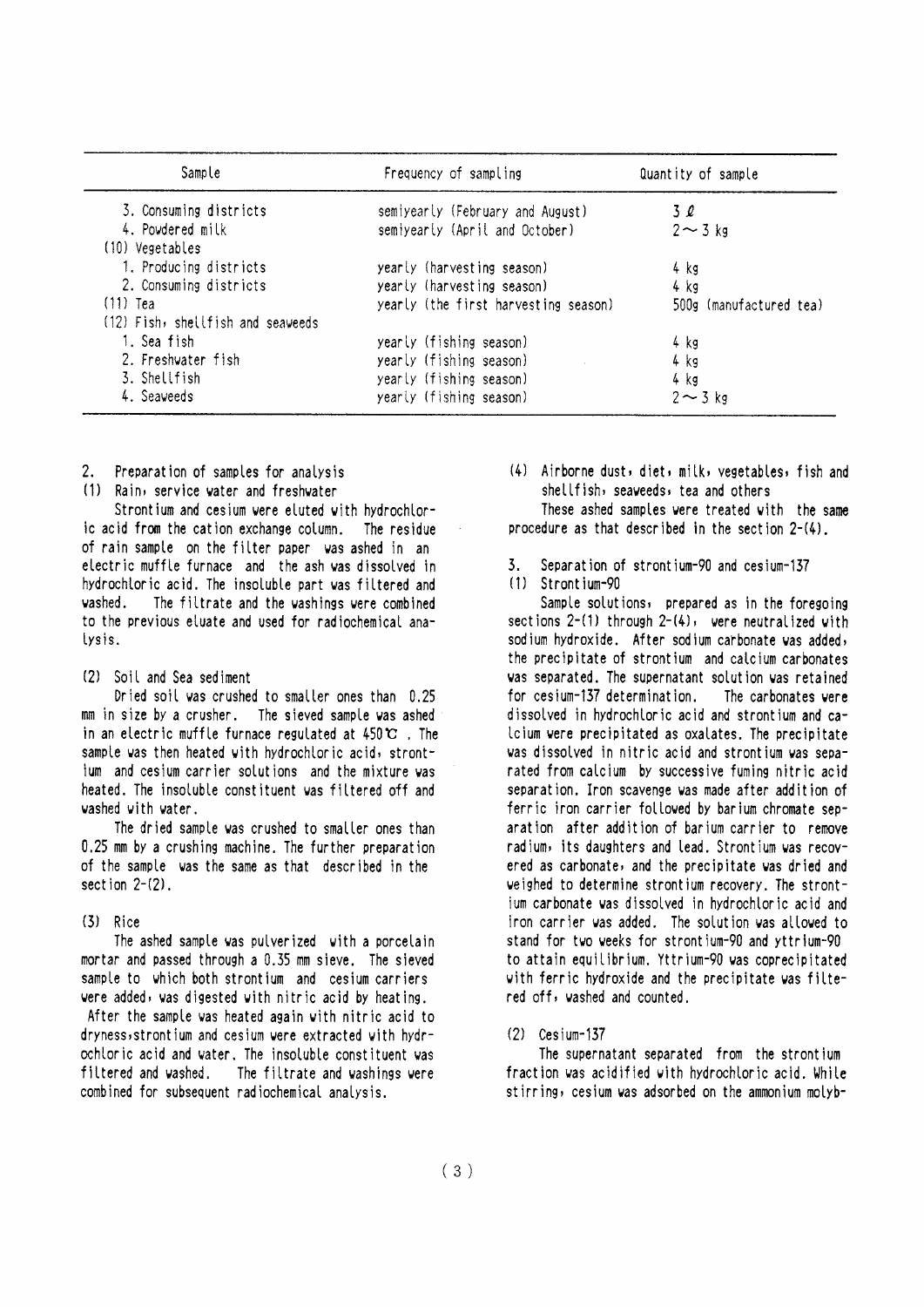| Sample | Frequency of sampling | Quantity of sample |
|---|---|---|
| 3. Consuming districts | semiyearly (February and August) | 3 ℓ |
| 4. Powdered milk | semiyearly (April and October) | 2～3 kg |
| (10) Vegetables | | |
| 1. Producing districts | yearly (harvesting season) | 4 kg |
| 2. Consuming districts | yearly (harvesting season) | 4 kg |
| (11) Tea | yearly (the first harvesting season) | 500g (manufactured tea) |
| (12) Fish, shellfish and seaweeds | | |
| 1. Sea fish | yearly (fishing season) | 4 kg |
| 2. Freshwater fish | yearly (fishing season) | 4 kg |
| 3. Shellfish | yearly (fishing season) | 4 kg |
| 4. Seaweeds | yearly (fishing season) | 2～3 kg |

## 2. Preparation of samples for analysis

### (1) Rain, service water and freshwater

Strontium and cesium were eluted with hydrochloric acid from the cation exchange column. The residue of rain sample on the filter paper was ashed in an electric muffle furnace and the ash was dissolved in hydrochloric acid. The insoluble part was filtered and washed. The filtrate and the washings were combined to the previous eluate and used for radiochemical analysis.

### (2) Soil and Sea sediment

Dried soil was crushed to smaller ones than 0.25 mm in size by a crusher. The sieved sample was ashed in an electric muffle furnace regulated at 450℃. The sample was then heated with hydrochloric acid, strontium and cesium carrier solutions and the mixture was heated. The insoluble constituent was filtered off and washed with water.

The dried sample was crushed to smaller ones than 0.25 mm by a crushing machine. The further preparation of the sample was the same as that described in the section 2-(2).

### (3) Rice

The ashed sample was pulverized with a porcelain mortar and passed through a 0.35 mm sieve. The sieved sample to which both strontium and cesium carriers were added, was digested with nitric acid by heating. After the sample was heated again with nitric acid to dryness, strontium and cesium were extracted with hydrochloric acid and water. The insoluble constituent was filtered and washed. The filtrate and washings were combined for subsequent radiochemical analysis.

### (4) Airborne dust, diet, milk, vegetables, fish and shellfish, seaweeds, tea and others

These ashed samples were treated with the same procedure as that described in the section 2-(4).

## 3. Separation of strontium-90 and cesium-137

### (1) Strontium-90

Sample solutions, prepared as in the foregoing sections 2-(1) through 2-(4), were neutralized with sodium hydroxide. After sodium carbonate was added, the precipitate of strontium and calcium carbonates was separated. The supernatant solution was retained for cesium-137 determination. The carbonates were dissolved in hydrochloric acid and strontium and calcium were precipitated as oxalates. The precipitate was dissolved in nitric acid and strontium was separated from calcium by successive fuming nitric acid separation. Iron scavenge was made after addition of ferric iron carrier followed by barium chromate separation after addition of barium carrier to remove radium, its daughters and lead. Strontium was recovered as carbonate, and the precipitate was dried and weighed to determine strontium recovery. The strontium carbonate was dissolved in hydrochloric acid and iron carrier was added. The solution was allowed to stand for two weeks for strontium-90 and yttrium-90 to attain equilibrium. Yttrium-90 was coprecipitated with ferric hydroxide and the precipitate was filtered off, washed and counted.

### (2) Cesium-137

The supernatant separated from the strontium fraction was acidified with hydrochloric acid. While stirring, cesium was adsorbed on the ammonium molyb-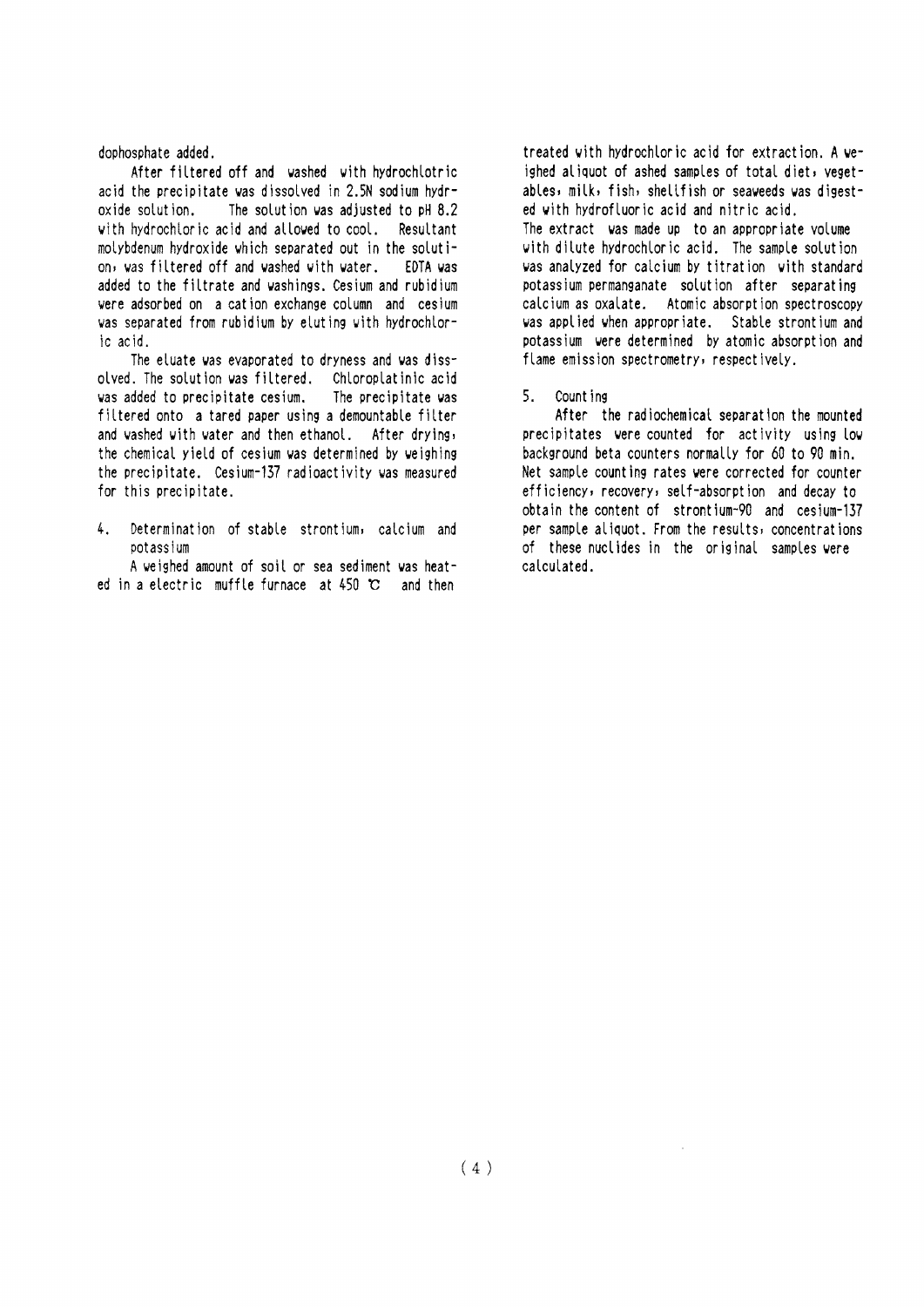dophosphate added.

After filtered off and washed with hydrochlotric acid the precipitate was dissolved in 2.5N sodium hydroxide solution. The solution was adjusted to pH 8.2 with hydrochloric acid and allowed to cool. Resultant molybdenum hydroxide which separated out in the solution, was filtered off and washed with water. EDTA was added to the filtrate and washings. Cesium and rubidium were adsorbed on a cation exchange column and cesium was separated from rubidium by eluting with hydrochloric acid.

The eluate was evaporated to dryness and was dissolved. The solution was filtered. Chloroplatinic acid was added to precipitate cesium. The precipitate was filtered onto a tared paper using a demountable filter and washed with water and then ethanol. After drying, the chemical yield of cesium was determined by weighing the precipitate. Cesium-137 radioactivity was measured for this precipitate.

## 4. Determination of stable strontium, calcium and potassium

A weighed amount of soil or sea sediment was heated in a electric muffle furnace at 450 ℃ and then treated with hydrochloric acid for extraction. A weighed aliquot of ashed samples of total diet, vegetables, milk, fish, shellfish or seaweeds was digested with hydrofluoric acid and nitric acid.
The extract was made up to an appropriate volume with dilute hydrochloric acid. The sample solution was analyzed for calcium by titration with standard potassium permanganate solution after separating calcium as oxalate. Atomic absorption spectroscopy was applied when appropriate. Stable strontium and potassium were determined by atomic absorption and flame emission spectrometry, respectively.

## 5. Counting

After the radiochemical separation the mounted precipitates were counted for activity using low background beta counters normally for 60 to 90 min. Net sample counting rates were corrected for counter efficiency, recovery, self-absorption and decay to obtain the content of strontium-90 and cesium-137 per sample aliquot. From the results, concentrations of these nuclides in the original samples were calculated.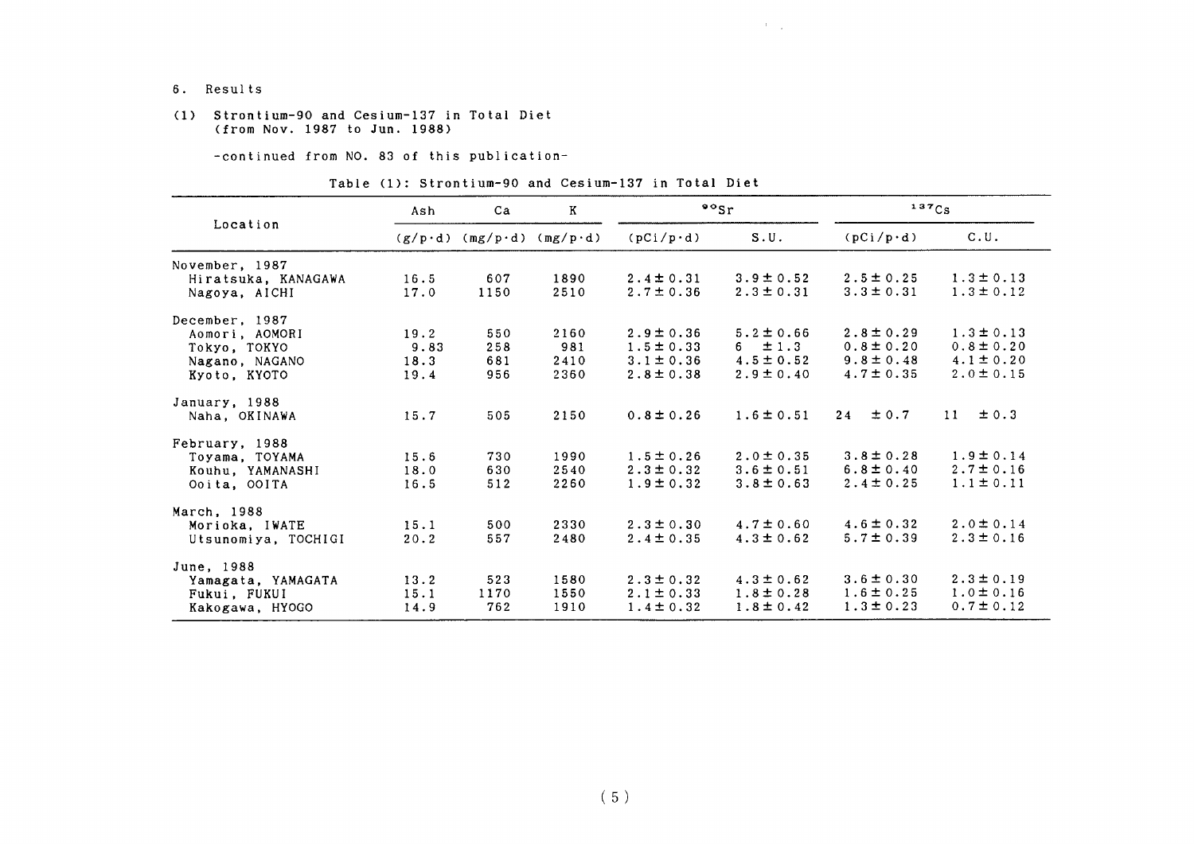6. Results

(1) Strontium-90 and Cesium-137 in Total Diet
(from Nov. 1987 to Jun. 1988)

-continued from NO. 83 of this publication-

Table (1): Strontium-90 and Cesium-137 in Total Diet

| Location | Ash | Ca | K | $^{90}Sr$ | | $^{137}Cs$ | |
|---|---|---|---|---|---|---|---|
| | (g/p·d) | (mg/p·d) | (mg/p·d) | (pCi/p·d) | S.U. | (pCi/p·d) | C.U. |
| November, 1987 | | | | | | | |
| Hiratsuka, KANAGAWA | 16.5 | 607 | 1890 | 2.4 ± 0.31 | 3.9 ± 0.52 | 2.5 ± 0.25 | 1.3 ± 0.13 |
| Nagoya, AICHI | 17.0 | 1150 | 2510 | 2.7 ± 0.36 | 2.3 ± 0.31 | 3.3 ± 0.31 | 1.3 ± 0.12 |
| December, 1987 | | | | | | | |
| Aomori, AOMORI | 19.2 | 550 | 2160 | 2.9 ± 0.36 | 5.2 ± 0.66 | 2.8 ± 0.29 | 1.3 ± 0.13 |
| Tokyo, TOKYO | 9.83 | 258 | 981 | 1.5 ± 0.33 | 6 ± 1.3 | 0.8 ± 0.20 | 0.8 ± 0.20 |
| Nagano, NAGANO | 18.3 | 681 | 2410 | 3.1 ± 0.36 | 4.5 ± 0.52 | 9.8 ± 0.48 | 4.1 ± 0.20 |
| Kyoto, KYOTO | 19.4 | 956 | 2360 | 2.8 ± 0.38 | 2.9 ± 0.40 | 4.7 ± 0.35 | 2.0 ± 0.15 |
| January, 1988 | | | | | | | |
| Naha, OKINAWA | 15.7 | 505 | 2150 | 0.8 ± 0.26 | 1.6 ± 0.51 | 24 ± 0.7 | 11 ± 0.3 |
| February, 1988 | | | | | | | |
| Toyama, TOYAMA | 15.6 | 730 | 1990 | 1.5 ± 0.26 | 2.0 ± 0.35 | 3.8 ± 0.28 | 1.9 ± 0.14 |
| Kouhu, YAMANASHI | 18.0 | 630 | 2540 | 2.3 ± 0.32 | 3.6 ± 0.51 | 6.8 ± 0.40 | 2.7 ± 0.16 |
| Ooita, OOITA | 16.5 | 512 | 2260 | 1.9 ± 0.32 | 3.8 ± 0.63 | 2.4 ± 0.25 | 1.1 ± 0.11 |
| March, 1988 | | | | | | | |
| Morioka, IWATE | 15.1 | 500 | 2330 | 2.3 ± 0.30 | 4.7 ± 0.60 | 4.6 ± 0.32 | 2.0 ± 0.14 |
| Utsunomiya, TOCHIGI | 20.2 | 557 | 2480 | 2.4 ± 0.35 | 4.3 ± 0.62 | 5.7 ± 0.39 | 2.3 ± 0.16 |
| June, 1988 | | | | | | | |
| Yamagata, YAMAGATA | 13.2 | 523 | 1580 | 2.3 ± 0.32 | 4.3 ± 0.62 | 3.6 ± 0.30 | 2.3 ± 0.19 |
| Fukui, FUKUI | 15.1 | 1170 | 1550 | 2.1 ± 0.33 | 1.8 ± 0.28 | 1.6 ± 0.25 | 1.0 ± 0.16 |
| Kakogawa, HYOGO | 14.9 | 762 | 1910 | 1.4 ± 0.32 | 1.8 ± 0.42 | 1.3 ± 0.23 | 0.7 ± 0.12 |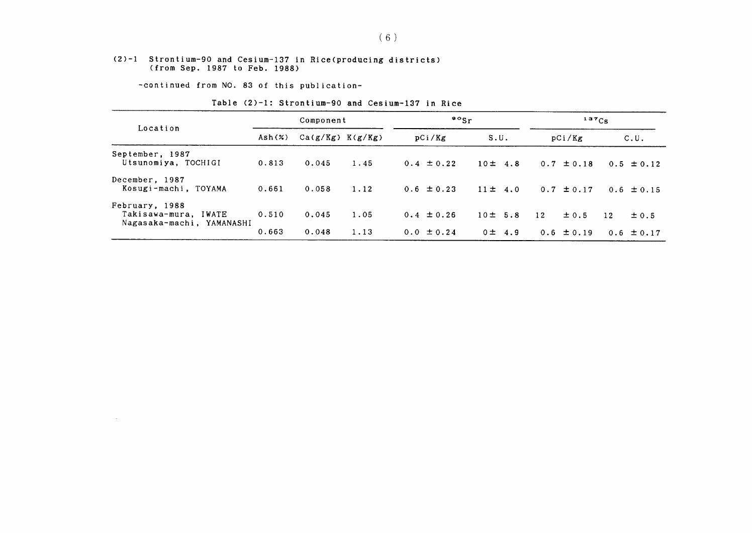## (2)-1 Strontium-90 and Cesium-137 in Rice (producing districts) (from Sep. 1987 to Feb. 1988)

-continued from NO. 83 of this publication-

Table (2)-1: Strontium-90 and Cesium-137 in Rice

| Location | Component | | | $^{90}Sr$ | | $^{137}Cs$ | |
|---|---|---|---|---|---|---|---|
| | Ash(%) | Ca(g/Kg) | K(g/Kg) | pCi/Kg | S.U. | pCi/Kg | C.U. |
| **September, 1987** | | | | | | | |
| Utsunomiya, TOCHIGI | 0.813 | 0.045 | 1.45 | 0.4 ± 0.22 | 10 ± 4.8 | 0.7 ± 0.18 | 0.5 ± 0.12 |
| **December, 1987** | | | | | | | |
| Kosugi-machi, TOYAMA | 0.661 | 0.058 | 1.12 | 0.6 ± 0.23 | 11 ± 4.0 | 0.7 ± 0.17 | 0.6 ± 0.15 |
| **February, 1988** | | | | | | | |
| Takisawa-mura, IWATE | 0.510 | 0.045 | 1.05 | 0.4 ± 0.26 | 10 ± 5.8 | 12 ± 0.5 | 12 ± 0.5 |
| Nagasaka-machi, YAMANASHI | 0.663 | 0.048 | 1.13 | 0.0 ± 0.24 | 0 ± 4.9 | 0.6 ± 0.19 | 0.6 ± 0.17 |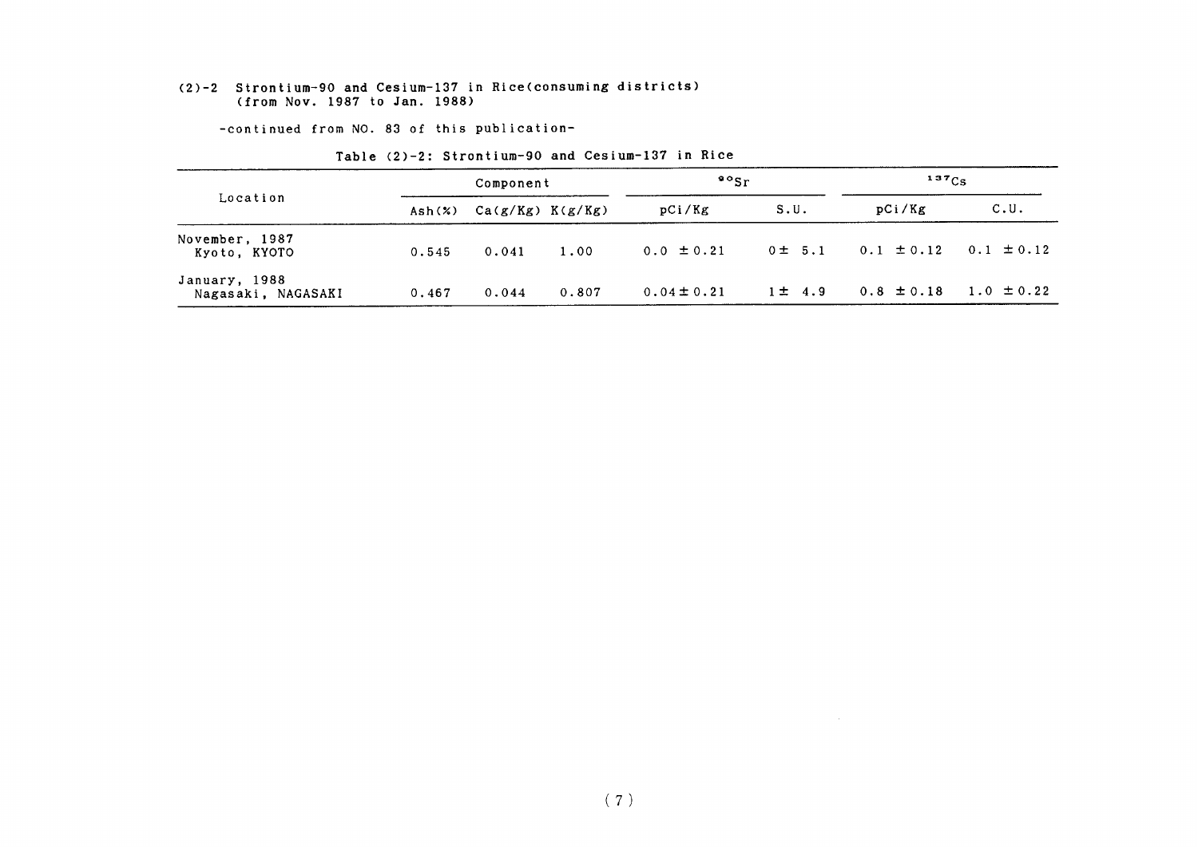# (2)-2 Strontium-90 and Cesium-137 in Rice(consuming districts) (from Nov. 1987 to Jan. 1988)

-continued from NO. 83 of this publication-

Table (2)-2: Strontium-90 and Cesium-137 in Rice

| Location | Component | | | $^{90}Sr$ | | $^{137}Cs$ | |
|---|---|---|---|---|---|---|---|
| | Ash(%) | Ca(g/Kg) | K(g/Kg) | pCi/Kg | S.U. | pCi/Kg | C.U. |
| November, 1987 Kyoto, KYOTO | 0.545 | 0.041 | 1.00 | 0.0 ±0.21 | 0± 5.1 | 0.1 ±0.12 | 0.1 ±0.12 |
| January, 1988 Nagasaki, NAGASAKI | 0.467 | 0.044 | 0.807 | 0.04±0.21 | 1± 4.9 | 0.8 ±0.18 | 1.0 ±0.22 |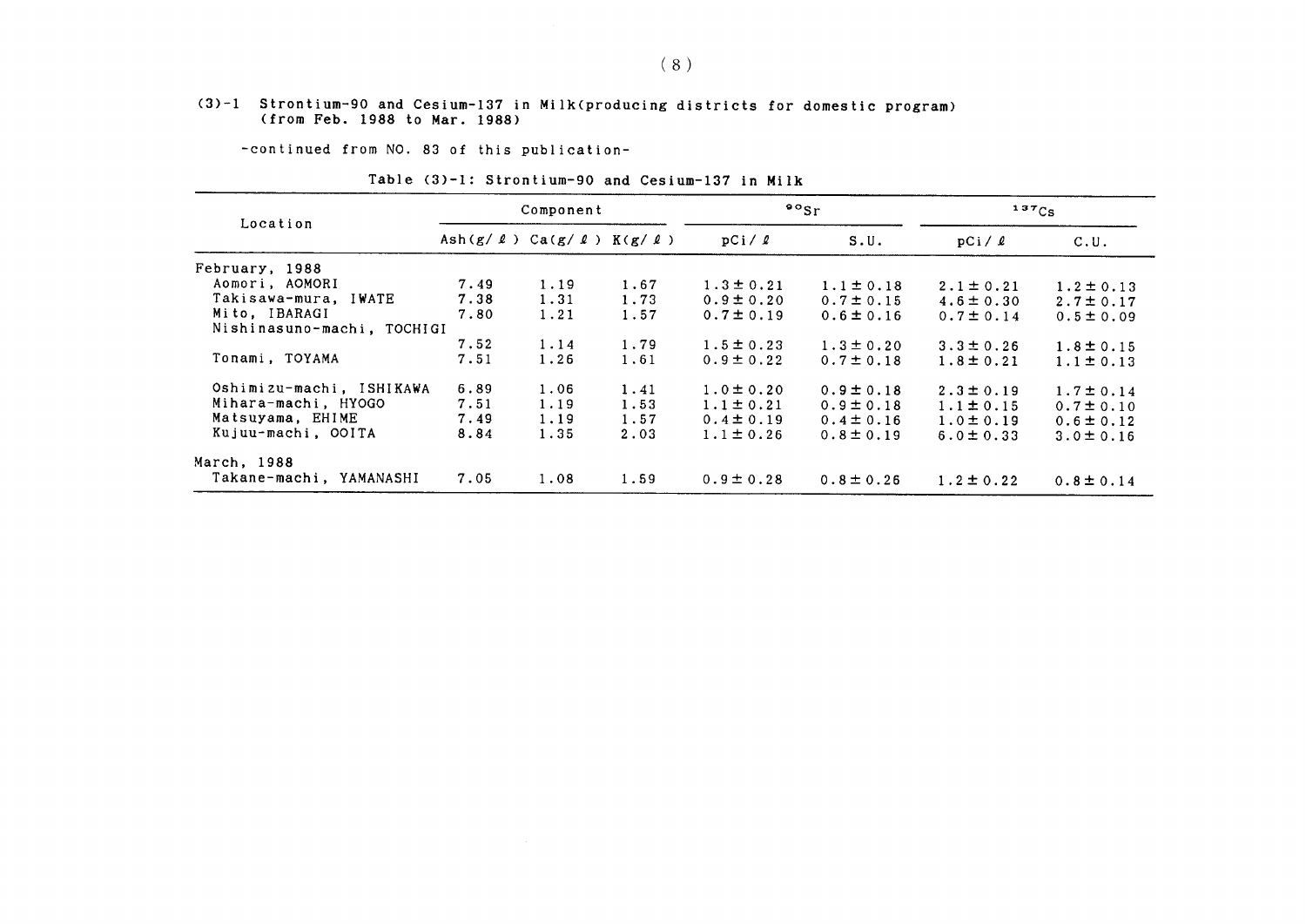## (3)-1 Strontium-90 and Cesium-137 in Milk(producing districts for domestic program) (from Feb. 1988 to Mar. 1988)

-continued from NO. 83 of this publication-

Table (3)-1: Strontium-90 and Cesium-137 in Milk

| Location | Component | | | $^{90}Sr$ | | $^{137}Cs$ | |
|---|---|---|---|---|---|---|---|
| | Ash(g/ℓ) | Ca(g/ℓ) | K(g/ℓ) | pCi/ℓ | S.U. | pCi/ℓ | C.U. |
| February, 1988 | | | | | | | |
| Aomori, AOMORI | 7.49 | 1.19 | 1.67 | 1.3±0.21 | 1.1±0.18 | 2.1±0.21 | 1.2±0.13 |
| Takisawa-mura, IWATE | 7.38 | 1.31 | 1.73 | 0.9±0.20 | 0.7±0.15 | 4.6±0.30 | 2.7±0.17 |
| Mito, IBARAGI | 7.80 | 1.21 | 1.57 | 0.7±0.19 | 0.6±0.16 | 0.7±0.14 | 0.5±0.09 |
| Nishinasuno-machi, TOCHIGI | 7.52 | 1.14 | 1.79 | 1.5±0.23 | 1.3±0.20 | 3.3±0.26 | 1.8±0.15 |
| Tonami, TOYAMA | 7.51 | 1.26 | 1.61 | 0.9±0.22 | 0.7±0.18 | 1.8±0.21 | 1.1±0.13 |
| Oshimizu-machi, ISHIKAWA | 6.89 | 1.06 | 1.41 | 1.0±0.20 | 0.9±0.18 | 2.3±0.19 | 1.7±0.14 |
| Mihara-machi, HYOGO | 7.51 | 1.19 | 1.53 | 1.1±0.21 | 0.9±0.18 | 1.1±0.15 | 0.7±0.10 |
| Matsuyama, EHIME | 7.49 | 1.19 | 1.57 | 0.4±0.19 | 0.4±0.16 | 1.0±0.19 | 0.6±0.12 |
| Kujuu-machi, OOITA | 8.84 | 1.35 | 2.03 | 1.1±0.26 | 0.8±0.19 | 6.0±0.33 | 3.0±0.16 |
| March, 1988 | | | | | | | |
| Takane-machi, YAMANASHI | 7.05 | 1.08 | 1.59 | 0.9±0.28 | 0.8±0.26 | 1.2±0.22 | 0.8±0.14 |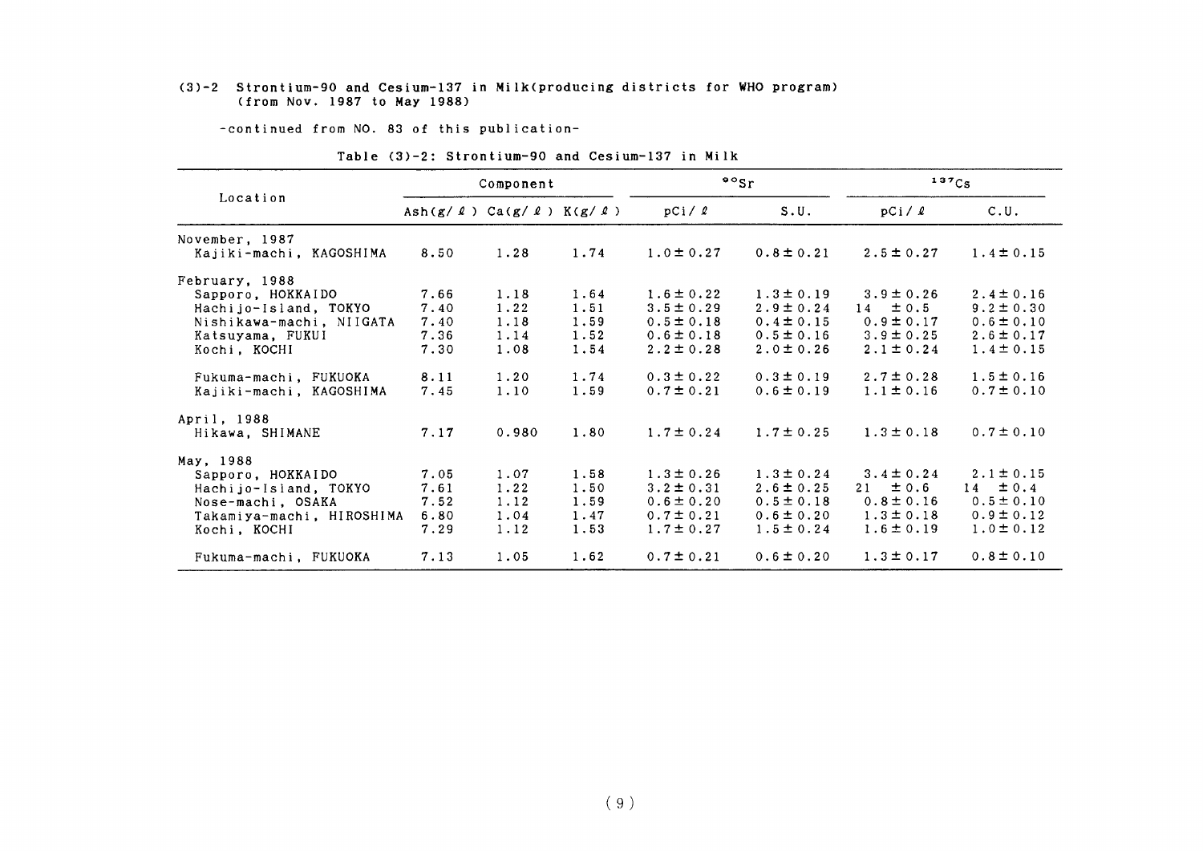### (3)-2 Strontium-90 and Cesium-137 in Milk(producing districts for WHO program) (from Nov. 1987 to May 1988)

-continued from NO. 83 of this publication-

Table (3)-2: Strontium-90 and Cesium-137 in Milk

| Location | Component | | | $^{90}Sr$ | | $^{137}Cs$ | |
|---|---|---|---|---|---|---|---|
| | Ash(g/ℓ) | Ca(g/ℓ) | K(g/ℓ) | pCi/ℓ | S.U. | pCi/ℓ | C.U. |
| November, 1987 | | | | | | | |
| Kajiki-machi, KAGOSHIMA | 8.50 | 1.28 | 1.74 | 1.0±0.27 | 0.8±0.21 | 2.5±0.27 | 1.4±0.15 |
| February, 1988 | | | | | | | |
| Sapporo, HOKKAIDO | 7.66 | 1.18 | 1.64 | 1.6±0.22 | 1.3±0.19 | 3.9±0.26 | 2.4±0.16 |
| Hachijo-Island, TOKYO | 7.40 | 1.22 | 1.51 | 3.5±0.29 | 2.9±0.24 | 14 ±0.5 | 9.2±0.30 |
| Nishikawa-machi, NIIGATA | 7.40 | 1.18 | 1.59 | 0.5±0.18 | 0.4±0.15 | 0.9±0.17 | 0.6±0.10 |
| Katsuyama, FUKUI | 7.36 | 1.14 | 1.52 | 0.6±0.18 | 0.5±0.16 | 3.9±0.25 | 2.6±0.17 |
| Kochi, KOCHI | 7.30 | 1.08 | 1.54 | 2.2±0.28 | 2.0±0.26 | 2.1±0.24 | 1.4±0.15 |
| Fukuma-machi, FUKUOKA | 8.11 | 1.20 | 1.74 | 0.3±0.22 | 0.3±0.19 | 2.7±0.28 | 1.5±0.16 |
| Kajiki-machi, KAGOSHIMA | 7.45 | 1.10 | 1.59 | 0.7±0.21 | 0.6±0.19 | 1.1±0.16 | 0.7±0.10 |
| April, 1988 | | | | | | | |
| Hikawa, SHIMANE | 7.17 | 0.980 | 1.80 | 1.7±0.24 | 1.7±0.25 | 1.3±0.18 | 0.7±0.10 |
| May, 1988 | | | | | | | |
| Sapporo, HOKKAIDO | 7.05 | 1.07 | 1.58 | 1.3±0.26 | 1.3±0.24 | 3.4±0.24 | 2.1±0.15 |
| Hachijo-Island, TOKYO | 7.61 | 1.22 | 1.50 | 3.2±0.31 | 2.6±0.25 | 21 ±0.6 | 14 ±0.4 |
| Nose-machi, OSAKA | 7.52 | 1.12 | 1.59 | 0.6±0.20 | 0.5±0.18 | 0.8±0.16 | 0.5±0.10 |
| Takamiya-machi, HIROSHIMA | 6.80 | 1.04 | 1.47 | 0.7±0.21 | 0.6±0.20 | 1.3±0.18 | 0.9±0.12 |
| Kochi, KOCHI | 7.29 | 1.12 | 1.53 | 1.7±0.27 | 1.5±0.24 | 1.6±0.19 | 1.0±0.12 |
| Fukuma-machi, FUKUOKA | 7.13 | 1.05 | 1.62 | 0.7±0.21 | 0.6±0.20 | 1.3±0.17 | 0.8±0.10 |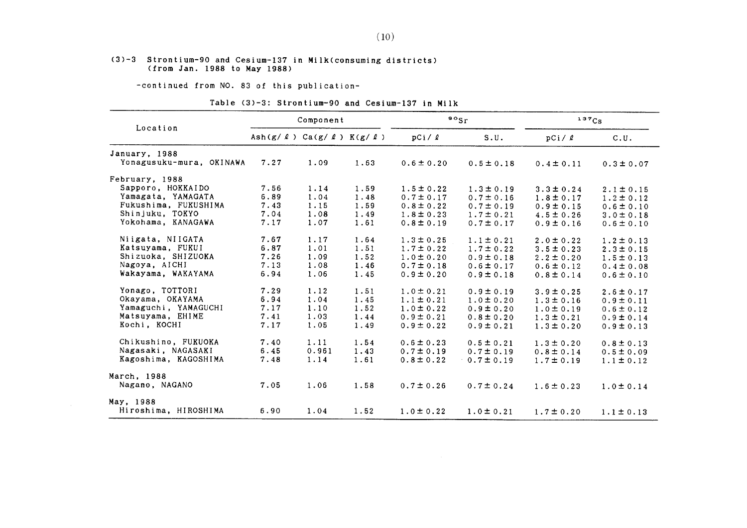(3)-3 Strontium-90 and Cesium-137 in Milk(consuming districts)
(from Jan. 1988 to May 1988)

-continued from NO. 83 of this publication-

Table (3)-3: Strontium-90 and Cesium-137 in Milk

| Location | Component | | | $^{90}Sr$ | | $^{137}Cs$ | |
|---|---|---|---|---|---|---|---|
| | Ash(g/ℓ) | Ca(g/ℓ) | K(g/ℓ) | pCi/ℓ | S.U. | pCi/ℓ | C.U. |
| **January, 1988** | | | | | | | |
| Yonagusuku-mura, OKINAWA | 7.27 | 1.09 | 1.63 | 0.6±0.20 | 0.5±0.18 | 0.4±0.11 | 0.3±0.07 |
| **February, 1988** | | | | | | | |
| Sapporo, HOKKAIDO | 7.56 | 1.14 | 1.59 | 1.5±0.22 | 1.3±0.19 | 3.3±0.24 | 2.1±0.15 |
| Yamagata, YAMAGATA | 6.89 | 1.04 | 1.48 | 0.7±0.17 | 0.7±0.16 | 1.8±0.17 | 1.2±0.12 |
| Fukushima, FUKUSHIMA | 7.43 | 1.15 | 1.59 | 0.8±0.22 | 0.7±0.19 | 0.9±0.15 | 0.6±0.10 |
| Shinjuku, TOKYO | 7.04 | 1.08 | 1.49 | 1.8±0.23 | 1.7±0.21 | 4.5±0.26 | 3.0±0.18 |
| Yokohama, KANAGAWA | 7.17 | 1.07 | 1.61 | 0.8±0.19 | 0.7±0.17 | 0.9±0.16 | 0.6±0.10 |
| Niigata, NIIGATA | 7.67 | 1.17 | 1.64 | 1.3±0.25 | 1.1±0.21 | 2.0±0.22 | 1.2±0.13 |
| Katsuyama, FUKUI | 6.87 | 1.01 | 1.51 | 1.7±0.22 | 1.7±0.22 | 3.5±0.23 | 2.3±0.15 |
| Shizuoka, SHIZUOKA | 7.26 | 1.09 | 1.52 | 1.0±0.20 | 0.9±0.18 | 2.2±0.20 | 1.5±0.13 |
| Nagoya, AICHI | 7.13 | 1.08 | 1.46 | 0.7±0.18 | 0.6±0.17 | 0.6±0.12 | 0.4±0.08 |
| Wakayama, WAKAYAMA | 6.94 | 1.06 | 1.45 | 0.9±0.20 | 0.9±0.18 | 0.8±0.14 | 0.6±0.10 |
| Yonago, TOTTORI | 7.29 | 1.12 | 1.51 | 1.0±0.21 | 0.9±0.19 | 3.9±0.25 | 2.6±0.17 |
| Okayama, OKAYAMA | 6.94 | 1.04 | 1.45 | 1.1±0.21 | 1.0±0.20 | 1.3±0.16 | 0.9±0.11 |
| Yamaguchi, YAMAGUCHI | 7.17 | 1.10 | 1.52 | 1.0±0.22 | 0.9±0.20 | 1.0±0.19 | 0.6±0.12 |
| Matsuyama, EHIME | 7.41 | 1.03 | 1.44 | 0.9±0.21 | 0.8±0.20 | 1.3±0.21 | 0.9±0.14 |
| Kochi, KOCHI | 7.17 | 1.05 | 1.49 | 0.9±0.22 | 0.9±0.21 | 1.3±0.20 | 0.9±0.13 |
| Chikushino, FUKUOKA | 7.40 | 1.11 | 1.54 | 0.6±0.23 | 0.5±0.21 | 1.3±0.20 | 0.8±0.13 |
| Nagasaki, NAGASAKI | 6.45 | 0.961 | 1.43 | 0.7±0.19 | 0.7±0.19 | 0.8±0.14 | 0.5±0.09 |
| Kagoshima, KAGOSHIMA | 7.48 | 1.14 | 1.61 | 0.8±0.22 | 0.7±0.19 | 1.7±0.19 | 1.1±0.12 |
| **March, 1988** | | | | | | | |
| Nagano, NAGANO | 7.05 | 1.06 | 1.58 | 0.7±0.26 | 0.7±0.24 | 1.6±0.23 | 1.0±0.14 |
| **May, 1988** | | | | | | | |
| Hiroshima, HIROSHIMA | 6.90 | 1.04 | 1.52 | 1.0±0.22 | 1.0±0.21 | 1.7±0.20 | 1.1±0.13 |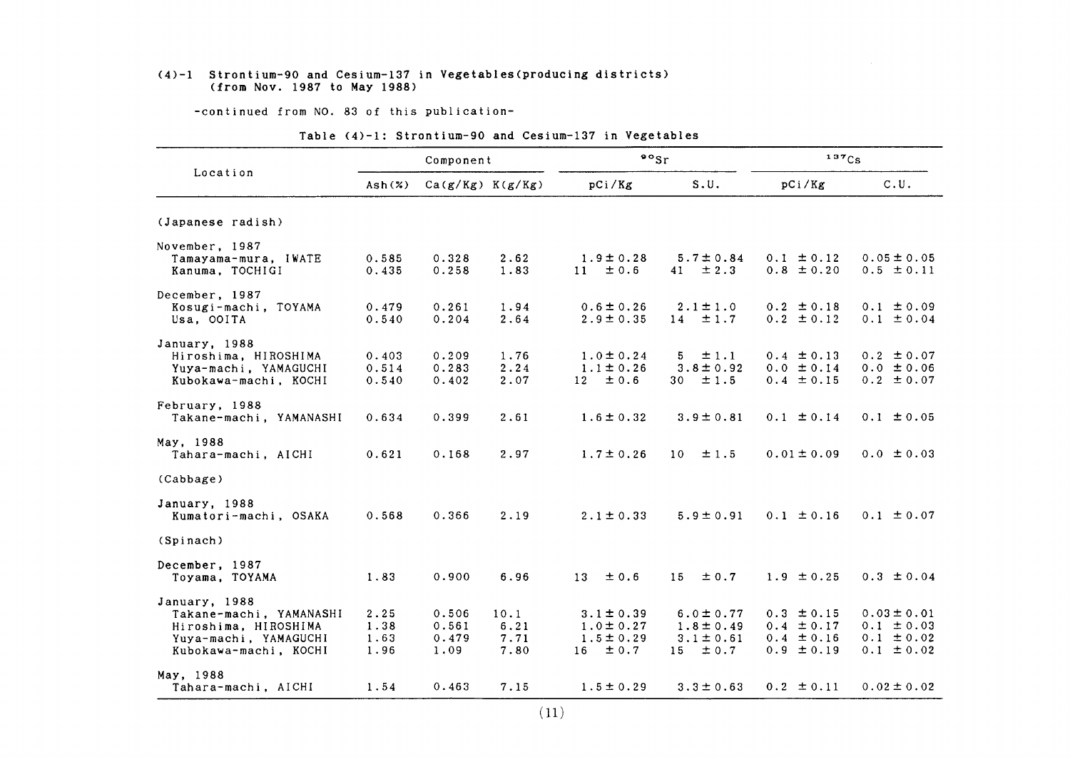## (4)-1 Strontium-90 and Cesium-137 in Vegetables(producing districts) (from Nov. 1987 to May 1988)

-continued from NO. 83 of this publication-

Table (4)-1: Strontium-90 and Cesium-137 in Vegetables

| Location | Component | | | $^{90}Sr$ | | $^{137}Cs$ | |
|---|---|---|---|---|---|---|---|
| | Ash(%) | Ca(g/Kg) | K(g/Kg) | pCi/Kg | S.U. | pCi/Kg | C.U. |
| (Japanese radish) | | | | | | | |
| November, 1987 | | | | | | | |
| Tamayama-mura, IWATE | 0.585 | 0.328 | 2.62 | 1.9±0.28 | 5.7±0.84 | 0.1 ±0.12 | 0.05±0.05 |
| Kanuma, TOCHIGI | 0.435 | 0.258 | 1.83 | 11 ±0.6 | 41 ±2.3 | 0.8 ±0.20 | 0.5 ±0.11 |
| December, 1987 | | | | | | | |
| Kosugi-machi, TOYAMA | 0.479 | 0.261 | 1.94 | 0.6±0.26 | 2.1±1.0 | 0.2 ±0.18 | 0.1 ±0.09 |
| Usa, OOITA | 0.540 | 0.204 | 2.64 | 2.9±0.35 | 14 ±1.7 | 0.2 ±0.12 | 0.1 ±0.04 |
| January, 1988 | | | | | | | |
| Hiroshima, HIROSHIMA | 0.403 | 0.209 | 1.76 | 1.0±0.24 | 5 ±1.1 | 0.4 ±0.13 | 0.2 ±0.07 |
| Yuya-machi, YAMAGUCHI | 0.514 | 0.283 | 2.24 | 1.1±0.26 | 3.8±0.92 | 0.0 ±0.14 | 0.0 ±0.06 |
| Kubokawa-machi, KOCHI | 0.540 | 0.402 | 2.07 | 12 ±0.6 | 30 ±1.5 | 0.4 ±0.15 | 0.2 ±0.07 |
| February, 1988 | | | | | | | |
| Takane-machi, YAMANASHI | 0.634 | 0.399 | 2.61 | 1.6±0.32 | 3.9±0.81 | 0.1 ±0.14 | 0.1 ±0.05 |
| May, 1988 | | | | | | | |
| Tahara-machi, AICHI | 0.621 | 0.168 | 2.97 | 1.7±0.26 | 10 ±1.5 | 0.01±0.09 | 0.0 ±0.03 |
| (Cabbage) | | | | | | | |
| January, 1988 | | | | | | | |
| Kumatori-machi, OSAKA | 0.568 | 0.366 | 2.19 | 2.1±0.33 | 5.9±0.91 | 0.1 ±0.16 | 0.1 ±0.07 |
| (Spinach) | | | | | | | |
| December, 1987 | | | | | | | |
| Toyama, TOYAMA | 1.83 | 0.900 | 6.96 | 13 ±0.6 | 15 ±0.7 | 1.9 ±0.25 | 0.3 ±0.04 |
| January, 1988 | | | | | | | |
| Takane-machi, YAMANASHI | 2.25 | 0.506 | 10.1 | 3.1±0.39 | 6.0±0.77 | 0.3 ±0.15 | 0.03±0.01 |
| Hiroshima, HIROSHIMA | 1.38 | 0.561 | 6.21 | 1.0±0.27 | 1.8±0.49 | 0.4 ±0.17 | 0.1 ±0.03 |
| Yuya-machi, YAMAGUCHI | 1.63 | 0.479 | 7.71 | 1.5±0.29 | 3.1±0.61 | 0.4 ±0.16 | 0.1 ±0.02 |
| Kubokawa-machi, KOCHI | 1.96 | 1.09 | 7.80 | 16 ±0.7 | 15 ±0.7 | 0.9 ±0.19 | 0.1 ±0.02 |
| May, 1988 | | | | | | | |
| Tahara-machi, AICHI | 1.54 | 0.463 | 7.15 | 1.5±0.29 | 3.3±0.63 | 0.2 ±0.11 | 0.02±0.02 |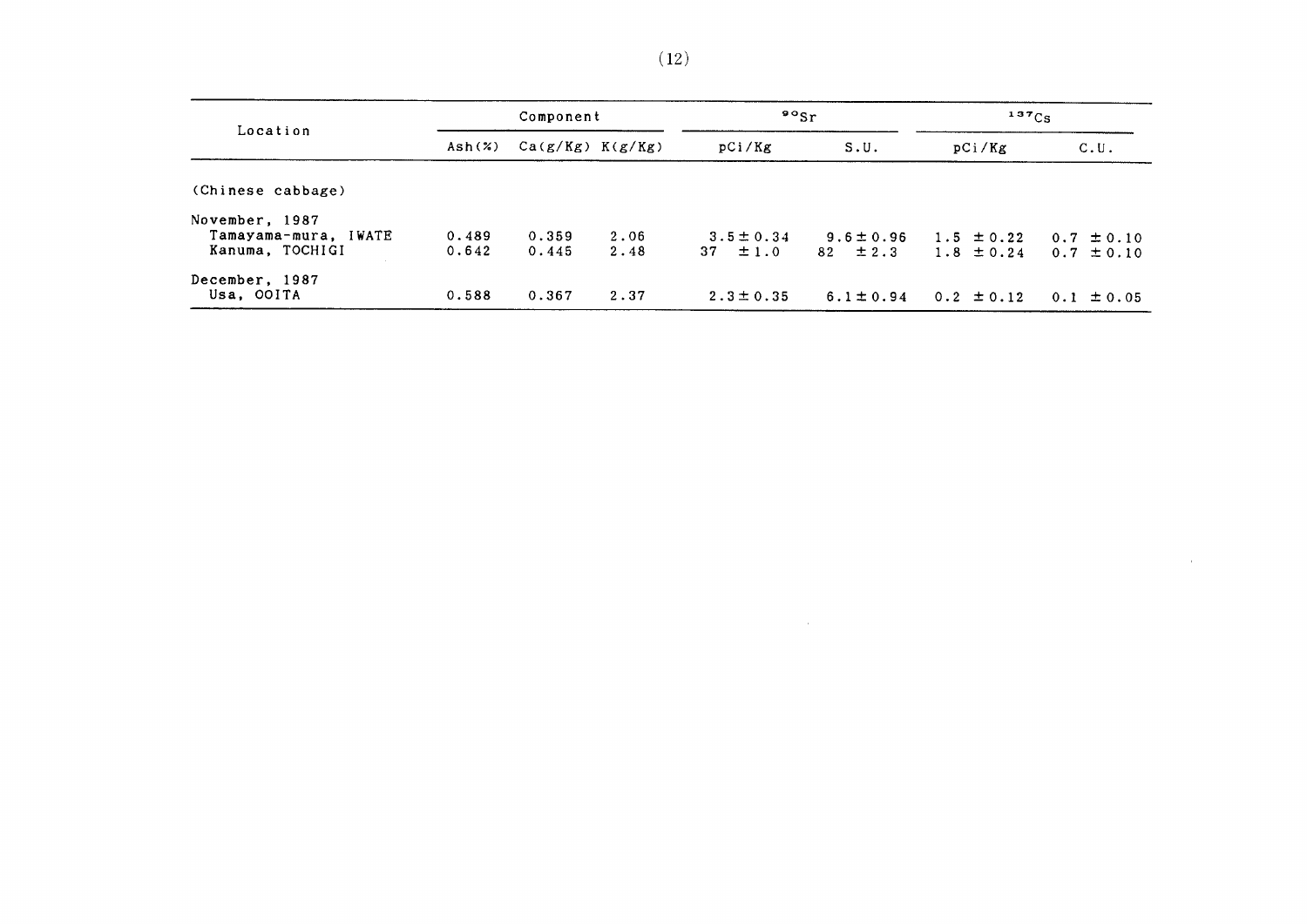| Location | Component | | | $^{90}Sr$ | | $^{137}Cs$ | |
|---|---|---|---|---|---|---|---|
| | Ash(%) | Ca(g/Kg) | K(g/Kg) | pCi/Kg | S.U. | pCi/Kg | C.U. |
| (Chinese cabbage) | | | | | | | |
| November, 1987 | | | | | | | |
| Tamayama-mura, IWATE | 0.489 | 0.359 | 2.06 | 3.5 ± 0.34 | 9.6 ± 0.96 | 1.5 ± 0.22 | 0.7 ± 0.10 |
| Kanuma, TOCHIGI | 0.642 | 0.445 | 2.48 | 37 ± 1.0 | 82 ± 2.3 | 1.8 ± 0.24 | 0.7 ± 0.10 |
| December, 1987 | | | | | | | |
| Usa, OOITA | 0.588 | 0.367 | 2.37 | 2.3 ± 0.35 | 6.1 ± 0.94 | 0.2 ± 0.12 | 0.1 ± 0.05 |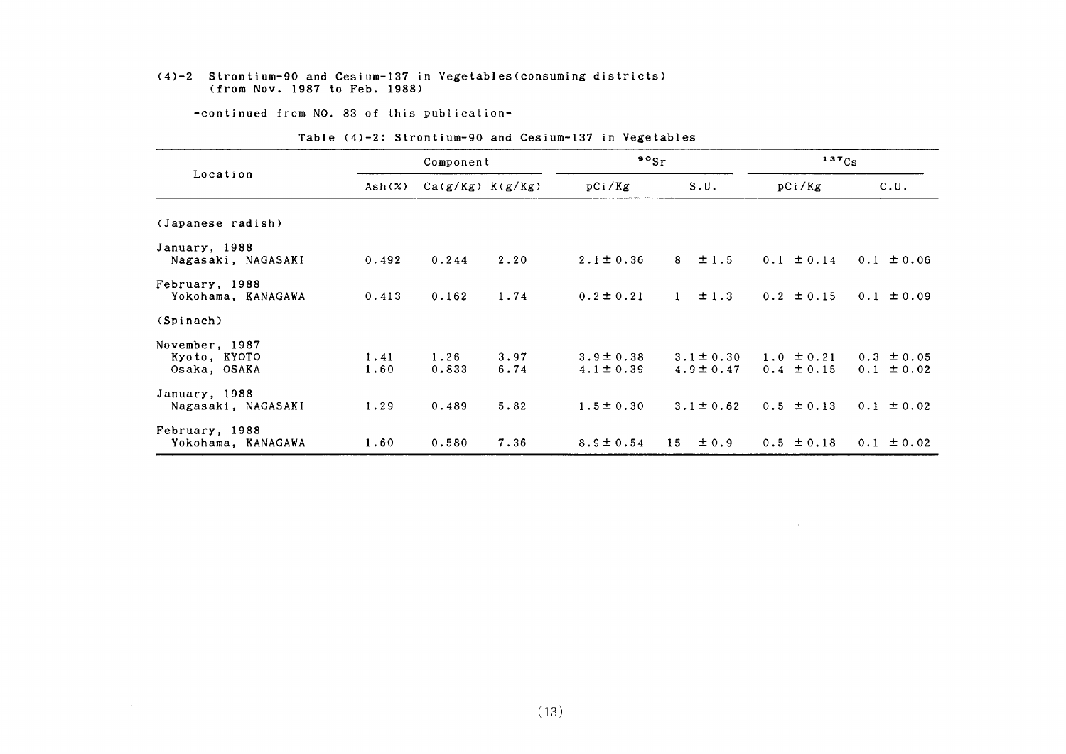## (4)-2 Strontium-90 and Cesium-137 in Vegetables(consuming districts) (from Nov. 1987 to Feb. 1988)

-continued from NO. 83 of this publication-

Table (4)-2: Strontium-90 and Cesium-137 in Vegetables

| Location | Component | | | $^{90}Sr$ | | $^{137}Cs$ | |
|---|---|---|---|---|---|---|---|
| | Ash(%) | Ca(g/Kg) | K(g/Kg) | pCi/Kg | S.U. | pCi/Kg | C.U. |
| (Japanese radish) | | | | | | | |
| January, 1988 | | | | | | | |
| Nagasaki, NAGASAKI | 0.492 | 0.244 | 2.20 | 2.1 ± 0.36 | 8 ± 1.5 | 0.1 ± 0.14 | 0.1 ± 0.06 |
| February, 1988 | | | | | | | |
| Yokohama, KANAGAWA | 0.413 | 0.162 | 1.74 | 0.2 ± 0.21 | 1 ± 1.3 | 0.2 ± 0.15 | 0.1 ± 0.09 |
| (Spinach) | | | | | | | |
| November, 1987 | | | | | | | |
| Kyoto, KYOTO | 1.41 | 1.26 | 3.97 | 3.9 ± 0.38 | 3.1 ± 0.30 | 1.0 ± 0.21 | 0.3 ± 0.05 |
| Osaka, OSAKA | 1.60 | 0.833 | 6.74 | 4.1 ± 0.39 | 4.9 ± 0.47 | 0.4 ± 0.15 | 0.1 ± 0.02 |
| January, 1988 | | | | | | | |
| Nagasaki, NAGASAKI | 1.29 | 0.489 | 5.82 | 1.5 ± 0.30 | 3.1 ± 0.62 | 0.5 ± 0.13 | 0.1 ± 0.02 |
| February, 1988 | | | | | | | |
| Yokohama, KANAGAWA | 1.60 | 0.580 | 7.36 | 8.9 ± 0.54 | 15 ± 0.9 | 0.5 ± 0.18 | 0.1 ± 0.02 |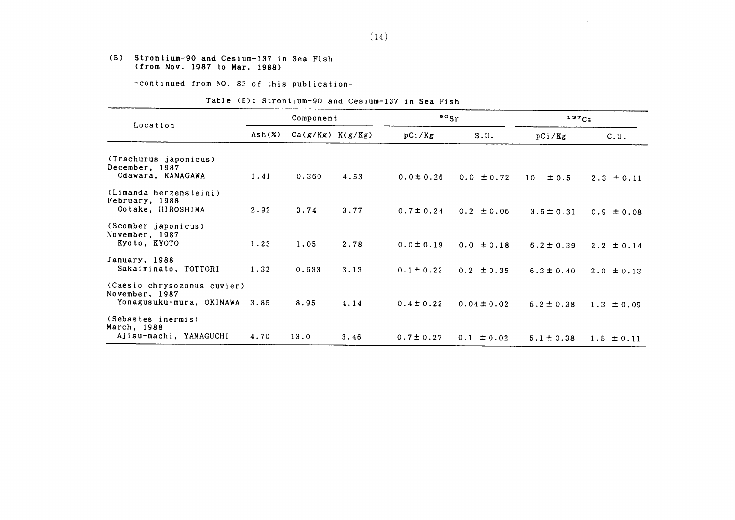(5) Strontium-90 and Cesium-137 in Sea Fish
(from Nov. 1987 to Mar. 1988)

-continued from NO. 83 of this publication-

Table (5): Strontium-90 and Cesium-137 in Sea Fish

| Location | Component | | | $^{90}Sr$ | | $^{137}Cs$ | |
|---|---|---|---|---|---|---|---|
| | Ash(%) | Ca(g/Kg) | K(g/Kg) | pCi/Kg | S.U. | pCi/Kg | C.U. |
| (Trachurus japonicus) December, 1987 Odawara, KANAGAWA | 1.41 | 0.360 | 4.53 | 0.0 ± 0.26 | 0.0 ± 0.72 | 10 ± 0.5 | 2.3 ± 0.11 |
| (Limanda herzensteini) February, 1988 Ootake, HIROSHIMA | 2.92 | 3.74 | 3.77 | 0.7 ± 0.24 | 0.2 ± 0.06 | 3.5 ± 0.31 | 0.9 ± 0.08 |
| (Scomber japonicus) November, 1987 Kyoto, KYOTO | 1.23 | 1.05 | 2.78 | 0.0 ± 0.19 | 0.0 ± 0.18 | 6.2 ± 0.39 | 2.2 ± 0.14 |
| January, 1988 Sakaiminato, TOTTORI | 1.32 | 0.633 | 3.13 | 0.1 ± 0.22 | 0.2 ± 0.35 | 6.3 ± 0.40 | 2.0 ± 0.13 |
| (Caesio chrysozonus cuvier) November, 1987 Yonagusuku-mura, OKINAWA | 3.85 | 8.95 | 4.14 | 0.4 ± 0.22 | 0.04 ± 0.02 | 5.2 ± 0.38 | 1.3 ± 0.09 |
| (Sebastes inermis) March, 1988 Ajisu-machi, YAMAGUCHI | 4.70 | 13.0 | 3.46 | 0.7 ± 0.27 | 0.1 ± 0.02 | 5.1 ± 0.38 | 1.5 ± 0.11 |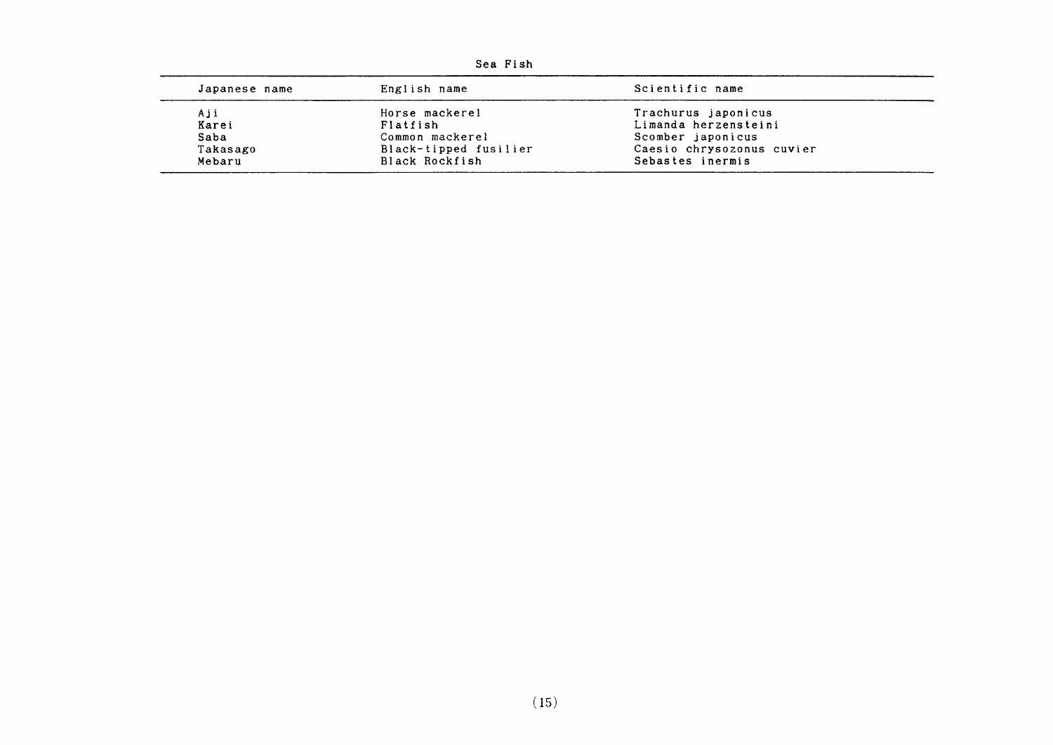Sea Fish

| Japanese name | English name | Scientific name |
|---|---|---|
| Aji | Horse mackerel | Trachurus japonicus |
| Karei | Flatfish | Limanda herzensteini |
| Saba | Common mackerel | Scomber japonicus |
| Takasago | Black-tipped fusilier | Caesio chrysozonus cuvier |
| Mebaru | Black Rockfish | Sebastes inermis |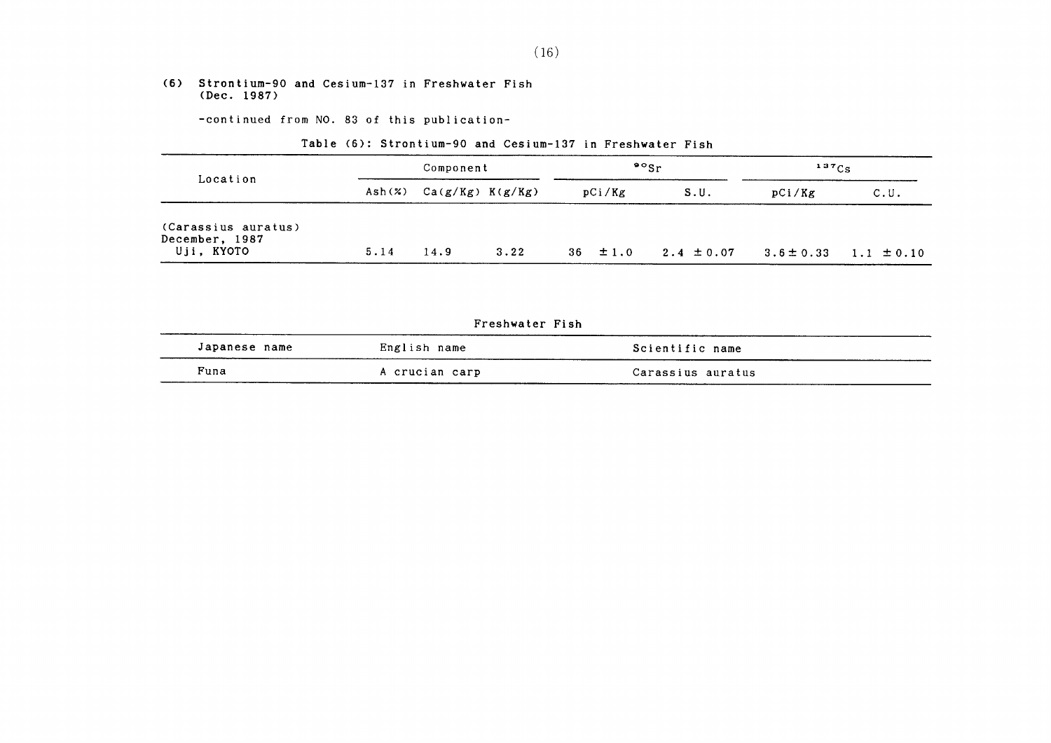## (6) Strontium-90 and Cesium-137 in Freshwater Fish (Dec. 1987)

-continued from NO. 83 of this publication-

Table (6): Strontium-90 and Cesium-137 in Freshwater Fish

| Location | Component | | | $^{90}Sr$ | | $^{137}Cs$ | |
|---|---|---|---|---|---|---|---|
| | Ash(%) | Ca(g/Kg) | K(g/Kg) | pCi/Kg | S.U. | pCi/Kg | C.U. |
| (Carassius auratus) December, 1987 Uji, KYOTO | 5.14 | 14.9 | 3.22 | 36 ± 1.0 | 2.4 ± 0.07 | 3.6 ± 0.33 | 1.1 ± 0.10 |

Freshwater Fish

| Japanese name | English name | Scientific name |
|---|---|---|
| Funa | A crucian carp | Carassius auratus |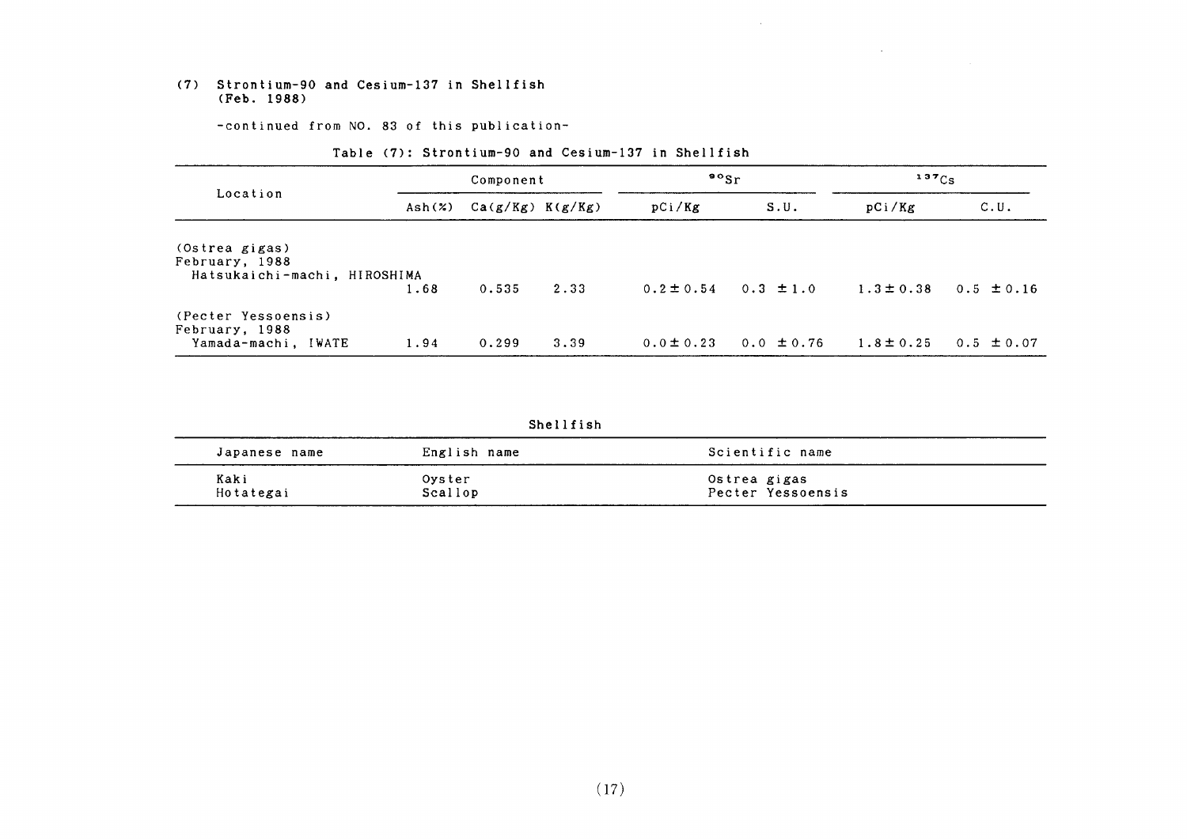### (7) Strontium-90 and Cesium-137 in Shellfish (Feb. 1988)

-continued from NO. 83 of this publication-

Table (7): Strontium-90 and Cesium-137 in Shellfish

| Location | Component | | | $^{90}Sr$ | | $^{137}Cs$ | |
|---|---|---|---|---|---|---|---|
| | Ash(%) | Ca(g/Kg) | K(g/Kg) | pCi/Kg | S.U. | pCi/Kg | C.U. |
| (*Ostrea gigas*) February, 1988 Hatsukaichi-machi, HIROSHIMA | 1.68 | 0.535 | 2.33 | 0.2 ± 0.54 | 0.3 ± 1.0 | 1.3 ± 0.38 | 0.5 ± 0.16 |
| (Pecter Yessoensis) February, 1988 Yamada-machi, IWATE | 1.94 | 0.299 | 3.39 | 0.0 ± 0.23 | 0.0 ± 0.76 | 1.8 ± 0.25 | 0.5 ± 0.07 |

Shellfish

| Japanese name | English name | Scientific name |
|---|---|---|
| Kaki | Oyster | Ostrea gigas |
| Hotategai | Scallop | Pecter Yessoensis |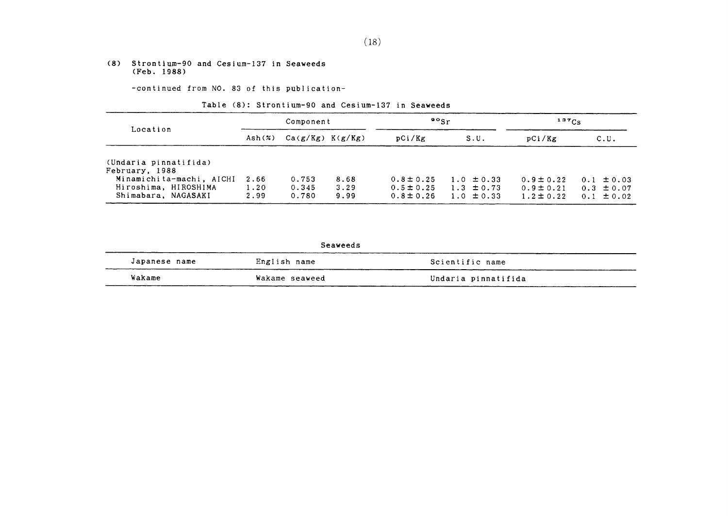### (8) Strontium-90 and Cesium-137 in Seaweeds (Feb. 1988)

-continued from NO. 83 of this publication-

Table (8): Strontium-90 and Cesium-137 in Seaweeds

| Location | Component | | | $^{90}Sr$ | | $^{137}Cs$ | |
|---|---|---|---|---|---|---|---|
| | Ash(%) | Ca(g/Kg) | K(g/Kg) | pCi/Kg | S.U. | pCi/Kg | C.U. |
| (Undaria pinnatifida) | | | | | | | |
| February, 1988 | | | | | | | |
| Minamichita-machi, AICHI | 2.66 | 0.753 | 8.68 | 0.8±0.25 | 1.0 ±0.33 | 0.9±0.22 | 0.1 ±0.03 |
| Hiroshima, HIROSHIMA | 1.20 | 0.345 | 3.29 | 0.5±0.25 | 1.3 ±0.73 | 0.9±0.21 | 0.3 ±0.07 |
| Shimabara, NAGASAKI | 2.99 | 0.780 | 9.99 | 0.8±0.26 | 1.0 ±0.33 | 1.2±0.22 | 0.1 ±0.02 |

Seaweeds

| Japanese name | English name | Scientific name |
|---|---|---|
| Wakame | Wakame seaweed | Undaria pinnatifida |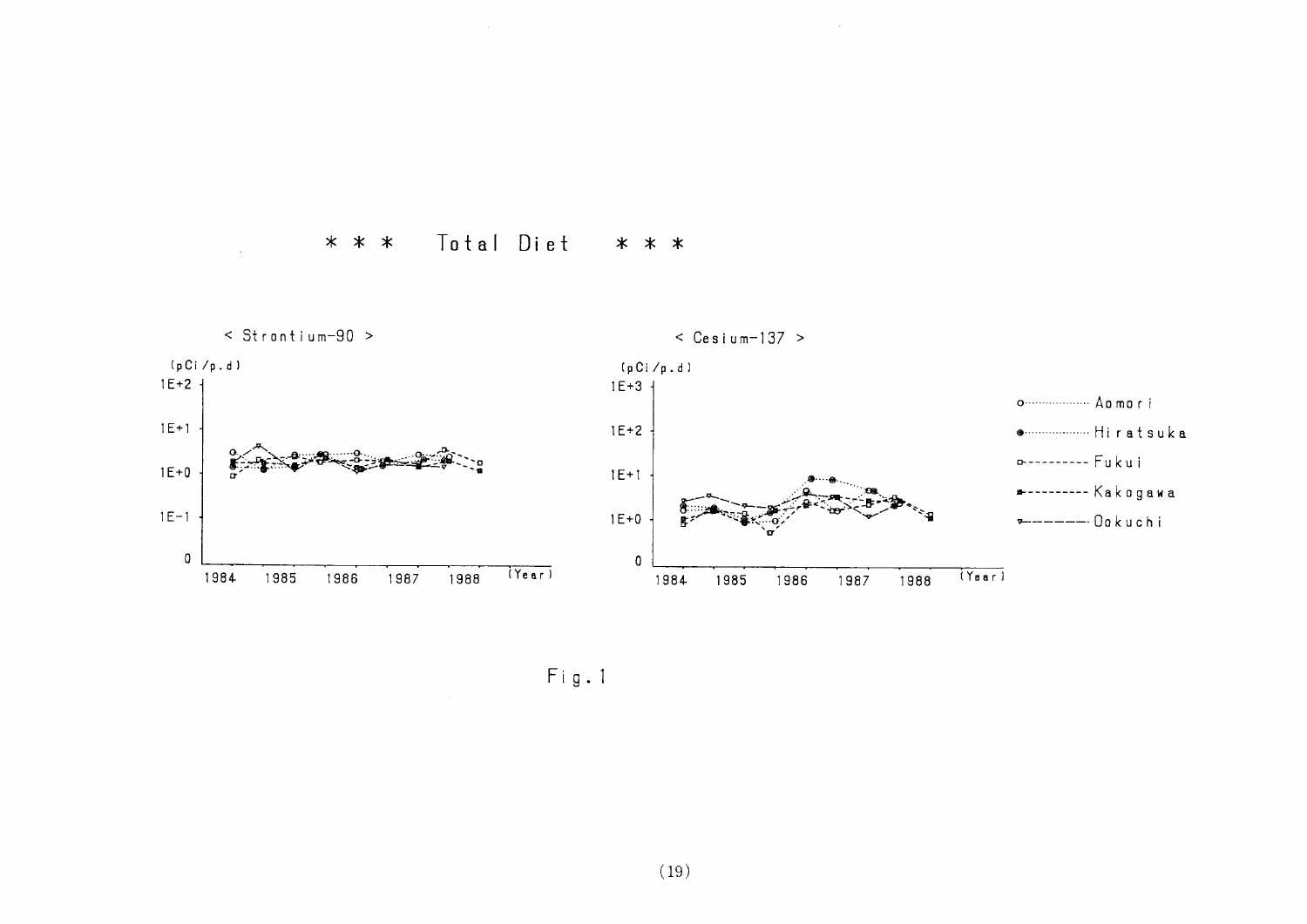\* \* \* Total Diet \* \* \*

< Strontium-90 >

(pCi/p.d)

1E+2

1E+1

1E+0

1E-1

0

1984 1985 1986 1987 1988 (Year)

< Cesium-137 >

(pCi/p.d)

1E+3

1E+2

1E+1

1E+0

0

1984 1985 1986 1987 1988 (Year)

Aomori

Hiratsuka

Fukui

Kakogawa

Ookuchi

Fig.1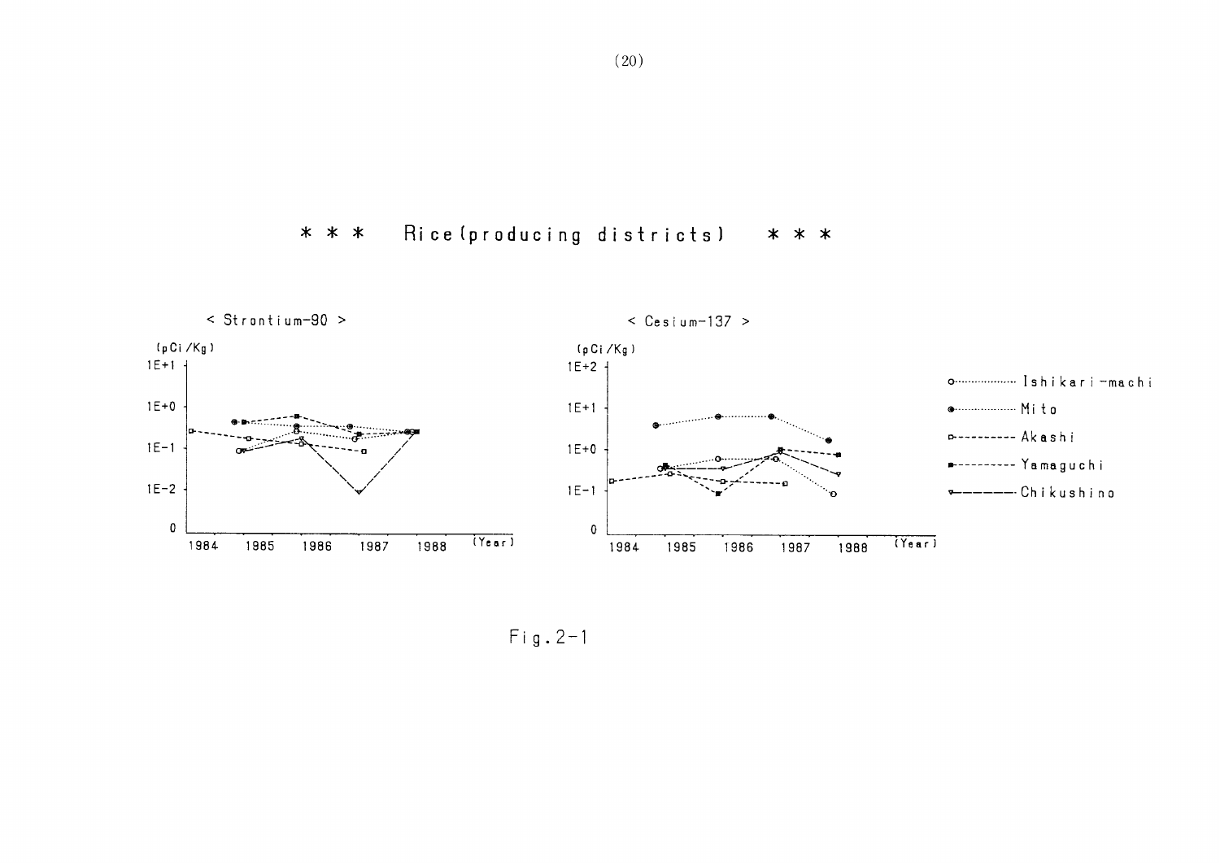# \* \* \* Rice(producing districts) \* \* \*

< Strontium-90 >

(pCi/Kg)

1E+1

1E+0

1E-1

1E-2

0

1984 1985 1986 1987 1988 (Year)

< Cesium-137 >

(pCi/Kg)

1E+2

1E+1

1E+0

1E-1

0

1984 1985 1986 1987 1988 (Year)

- Ishikari-machi
- Mito
- Akashi
- Yamaguchi
- Chikushino

Fig.2-1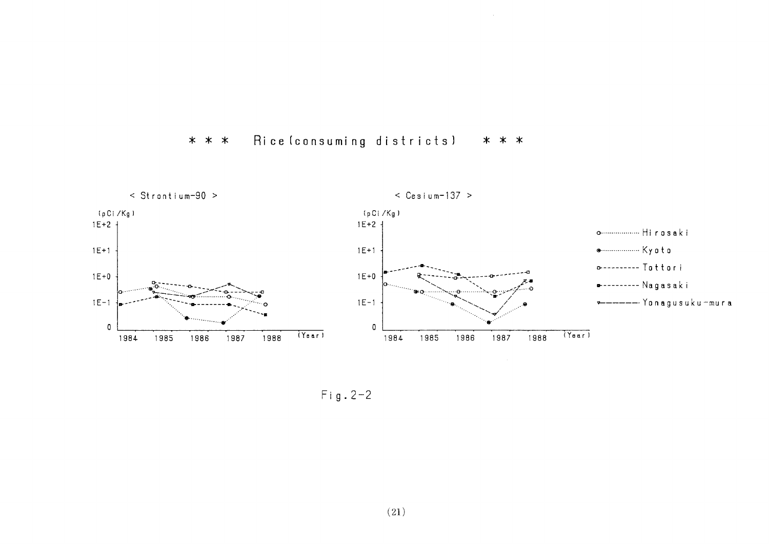\* \* \* Rice(consuming districts) \* \* \*

< Strontium-90 >

< Cesium-137 >

Fig.2-2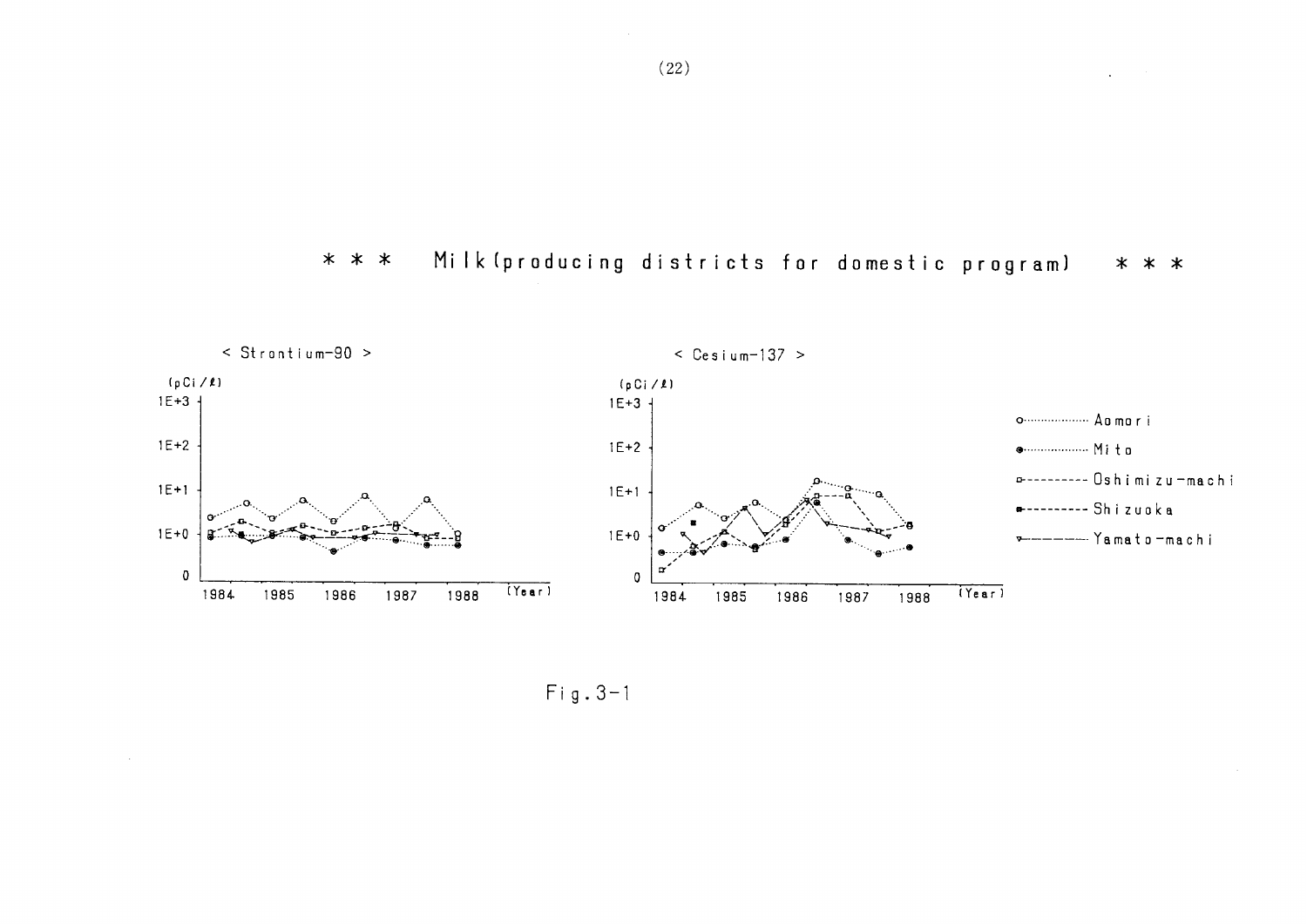## * * * Milk (producing districts for domestic program) * * *

< Strontium-90 >

(pCi/ℓ)

1E+3

1E+2

1E+1

1E+0

0

1984 1985 1986 1987 1988 (Year)

< Cesium-137 >

(pCi/ℓ)

1E+3

1E+2

1E+1

1E+0

0

1984 1985 1986 1987 1988 (Year)

- Aomori
- Mito
- Oshimizu-machi
- Shizuoka
- Yamato-machi

Fig.3-1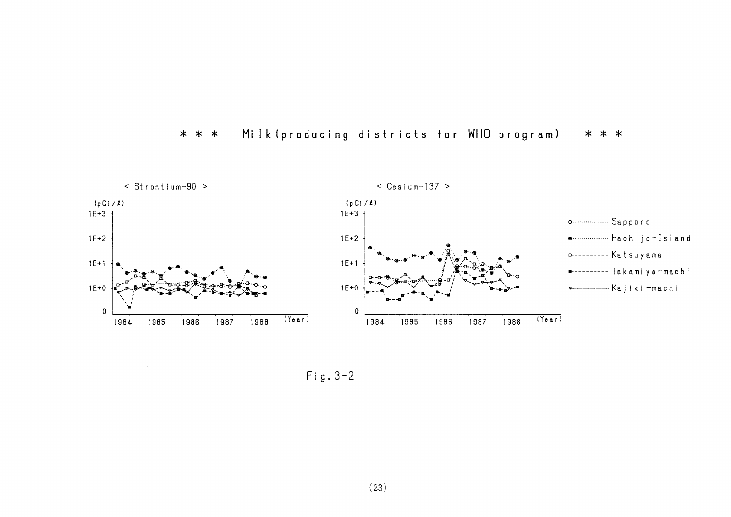# * * * Milk (producing districts for WHO program) * * *

< Strontium-90 >

< Cesium-137 >

Fig. 3-2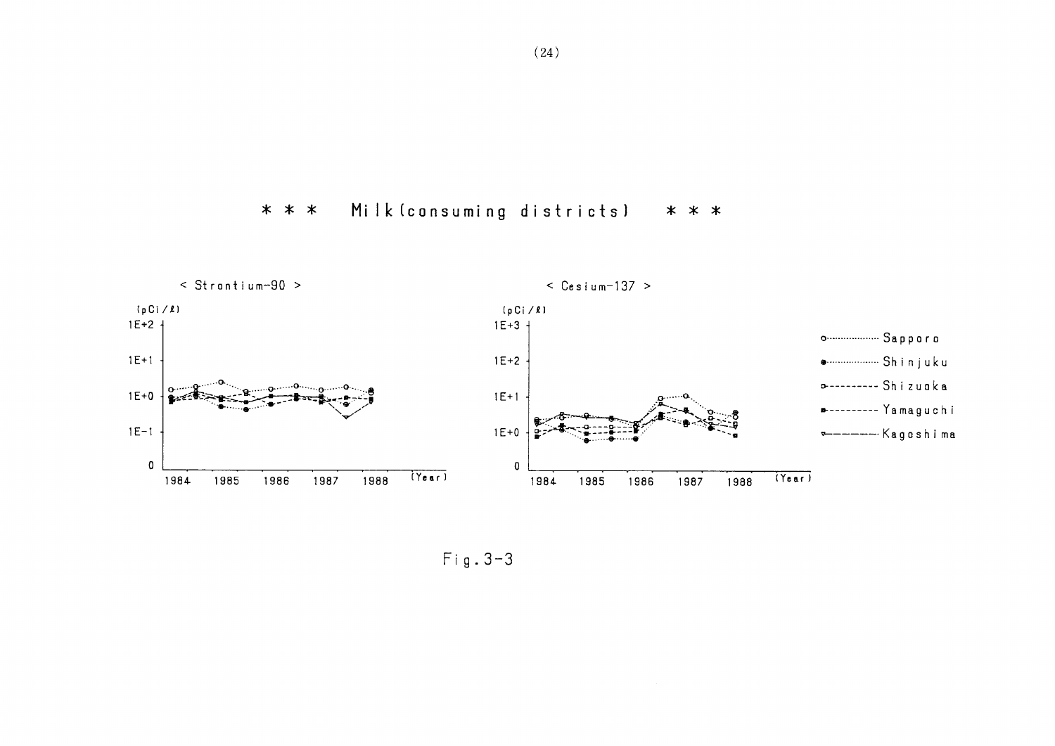# * * * Milk (consuming districts) * * *

< Strontium-90 >

(pCi/ℓ)

1E+2

1E+1

1E+0

1E−1

0

1984 1985 1986 1987 1988 (Year)

< Cesium-137 >

(pCi/ℓ)

1E+3

1E+2

1E+1

1E+0

0

1984 1985 1986 1987 1988 (Year)

Sapporo

Shinjuku

Shizuoka

Yamaguchi

Kagoshima

Fig. 3-3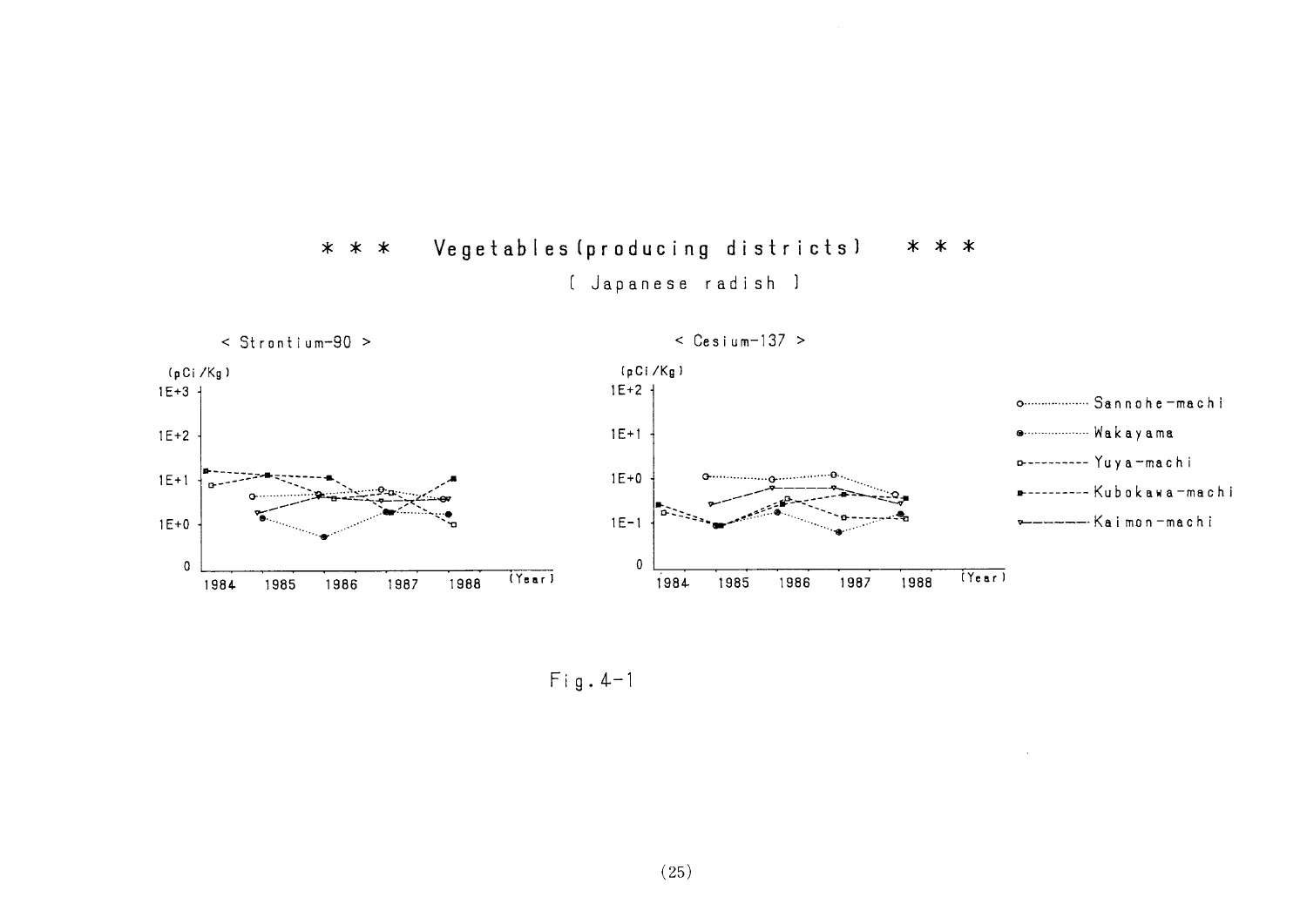# * * * Vegetables (producing districts) * * *

[ Japanese radish ]

< Strontium-90 >

(pCi/Kg)

1E+3

1E+2

1E+1

1E+0

0

1984 1985 1986 1987 1988 (Year)

< Cesium-137 >

(pCi/Kg)

1E+2

1E+1

1E+0

1E-1

0

1984 1985 1986 1987 1988 (Year)

- Sannohe-machi
- Wakayama
- Yuya-machi
- Kubokawa-machi
- Kaimon-machi

Fig. 4-1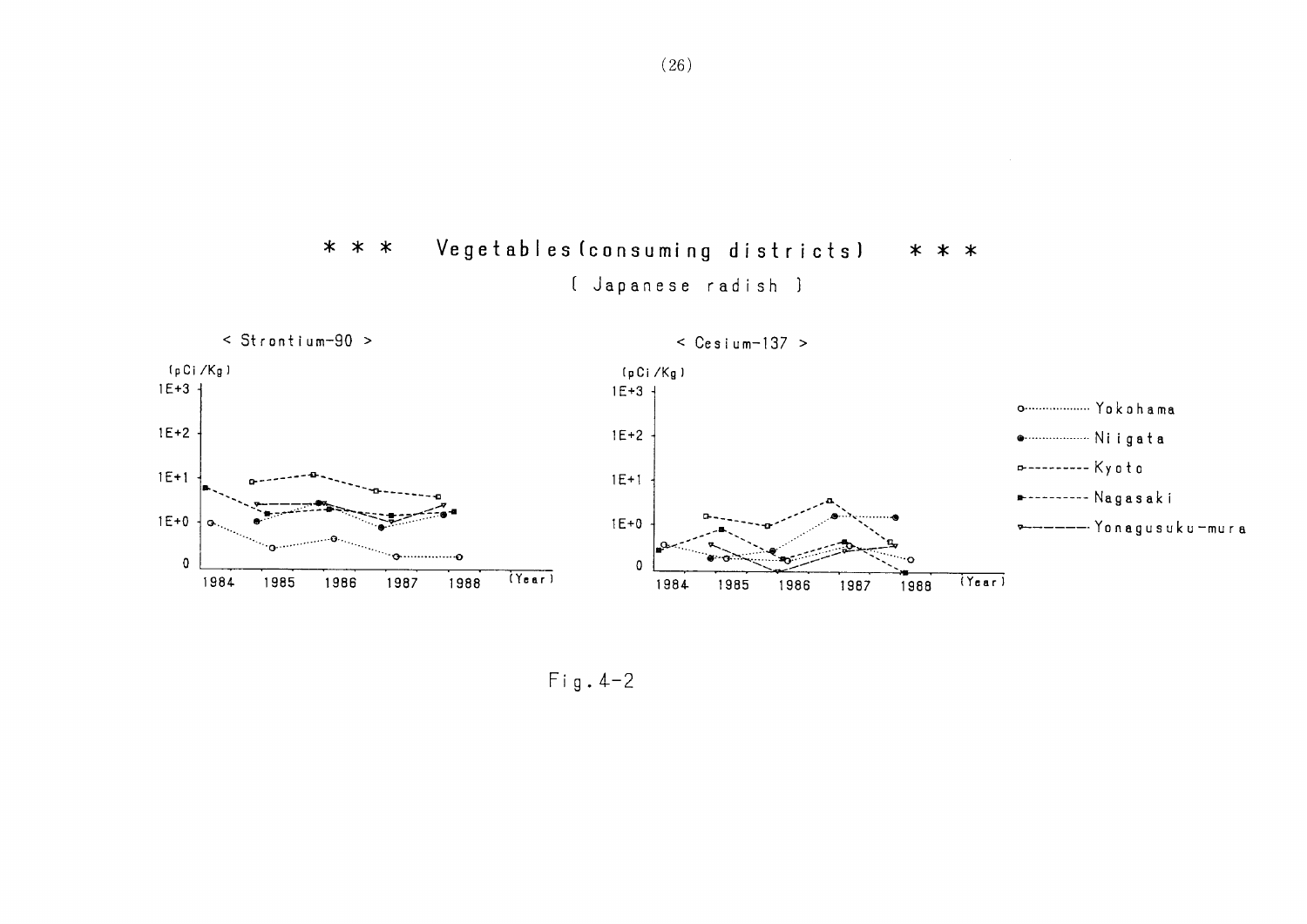# * * * Vegetables (consuming districts) * * *

( Japanese radish )

< Strontium-90 >

(pCi/Kg)

1E+3

1E+2

1E+1

1E+0

0

1984 1985 1986 1987 1988 (Year)

< Cesium-137 >

(pCi/Kg)

1E+3

1E+2

1E+1

1E+0

0

1984 1985 1986 1987 1988 (Year)

- Yokohama
- Niigata
- Kyoto
- Nagasaki
- Yonagusuku-mura

Fig.4-2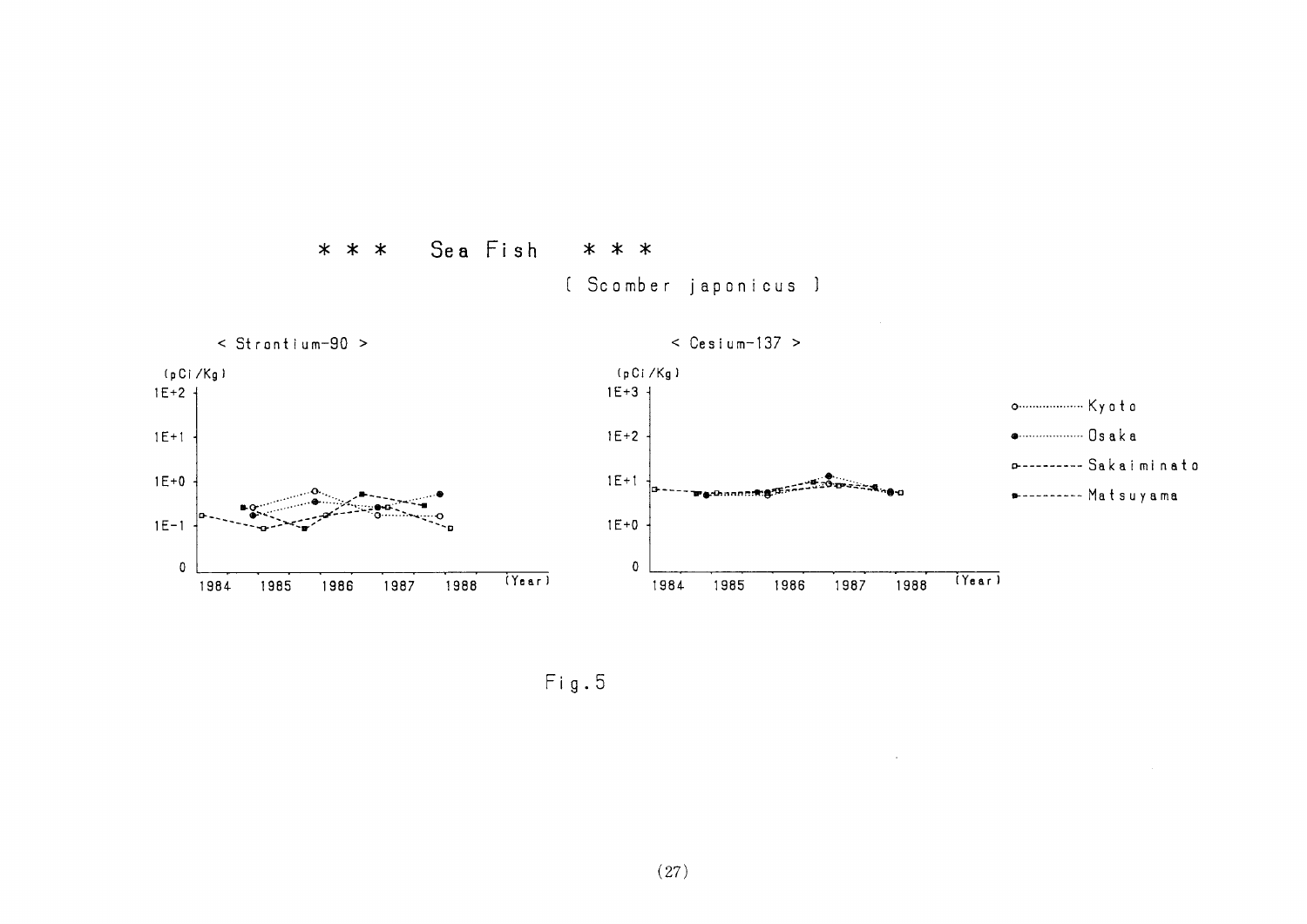\* \* \* Sea Fish \* \* \*

[ Scomber japonicus ]

< Strontium-90 >

(pCi/Kg)

1E+2

1E+1

1E+0

1E-1

0

1984 1985 1986 1987 1988 (Year)

< Cesium-137 >

(pCi/Kg)

1E+3

1E+2

1E+1

1E+0

0

1984 1985 1986 1987 1988 (Year)

Kyoto

Osaka

Sakaiminato

Matsuyama

Fig.5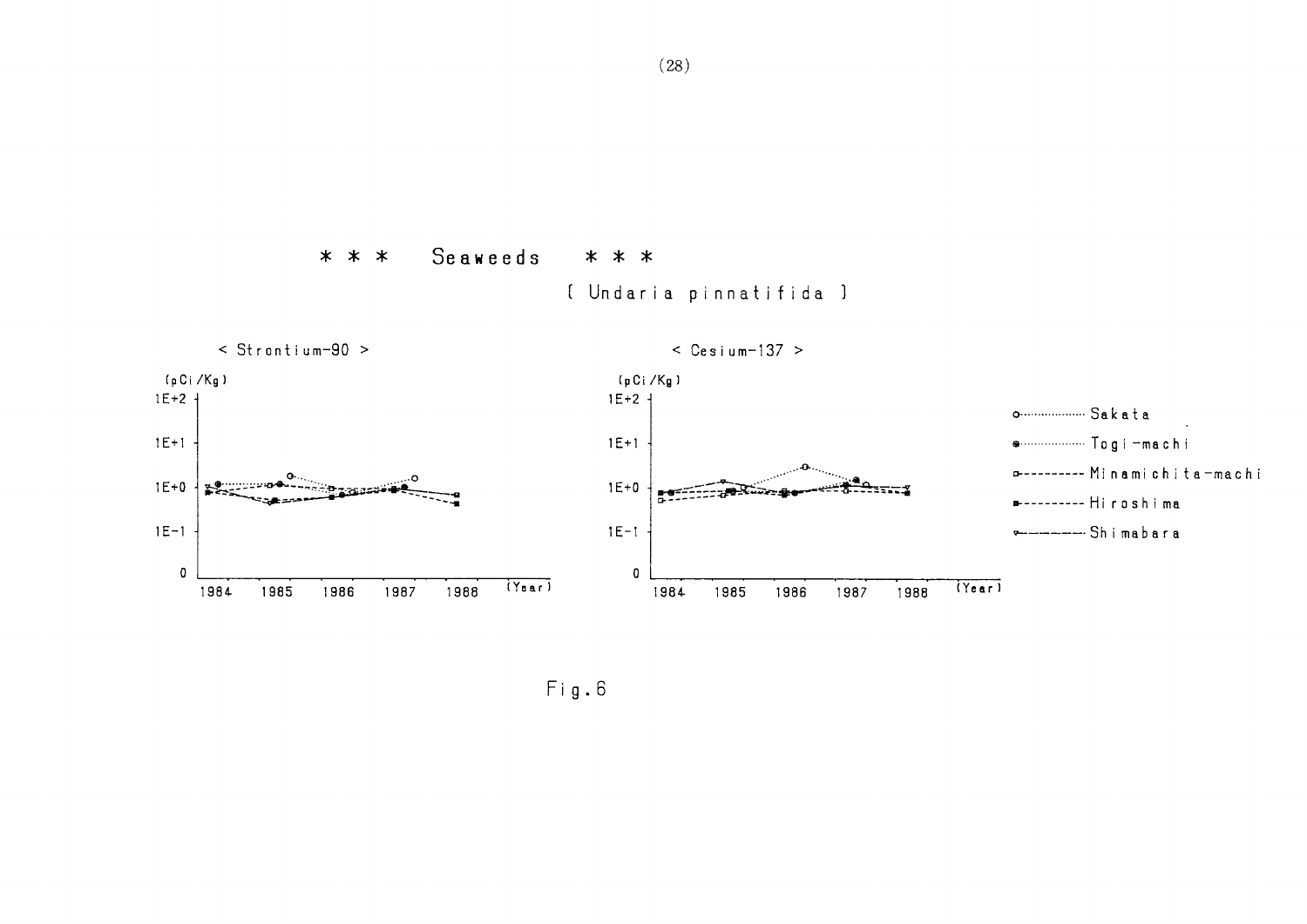## * * * Seaweeds * * *

[ Undaria pinnatifida ]

< Strontium-90 >

(pCi/Kg)

1E+2

1E+1

1E+0

1E-1

0

1984 1985 1986 1987 1988 (Year)

< Cesium-137 >

(pCi/Kg)

1E+2

1E+1

1E+0

1E-1

0

1984 1985 1986 1987 1988 (Year)

- Sakata
- Togi-machi
- Minamichita-machi
- Hiroshima
- Shimabara

Fig.6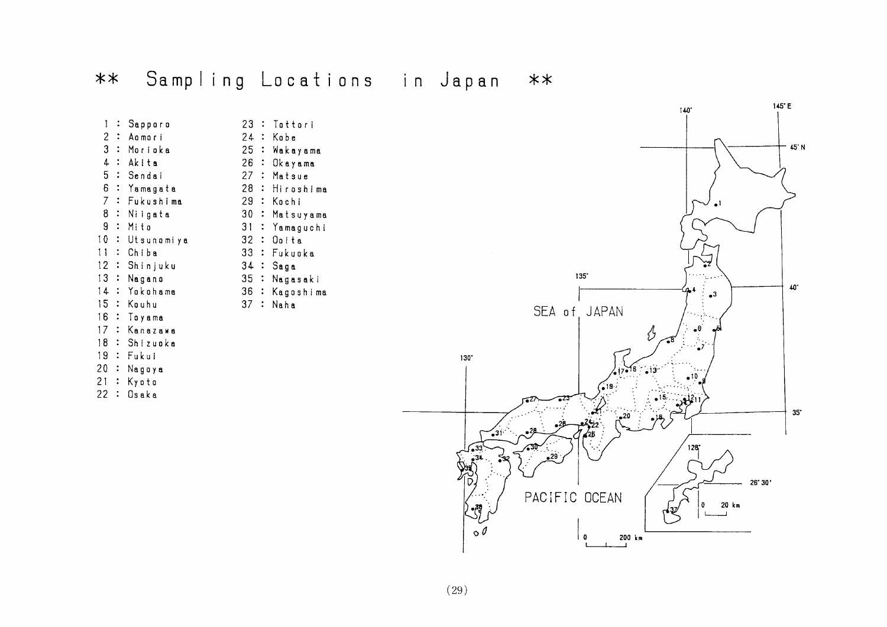# ** Sampling Locations in Japan **

1 : Sapporo
2 : Aomori
3 : Morioka
4 : Akita
5 : Sendai
6 : Yamagata
7 : Fukushima
8 : Niigata
9 : Mito
10 : Utsunomiya
11 : Chiba
12 : Shinjuku
13 : Nagano
14 : Yokohama
15 : Kouhu
16 : Toyama
17 : Kanazawa
18 : Shizuoka
19 : Fukui
20 : Nagoya
21 : Kyoto
22 : Osaka
23 : Tottori
24 : Kobe
25 : Wakayama
26 : Okayama
27 : Matsue
28 : Hiroshima
29 : Kochi
30 : Matsuyama
31 : Yamaguchi
32 : Ooita
33 : Fukuoka
34 : Saga
35 : Nagasaki
36 : Kagoshima
37 : Naha

140°
145°E
45°N
135°
40°
SEA of JAPAN
130°
35°
128°
26°30'
0 20 km
PACIFIC OCEAN
0 200 km